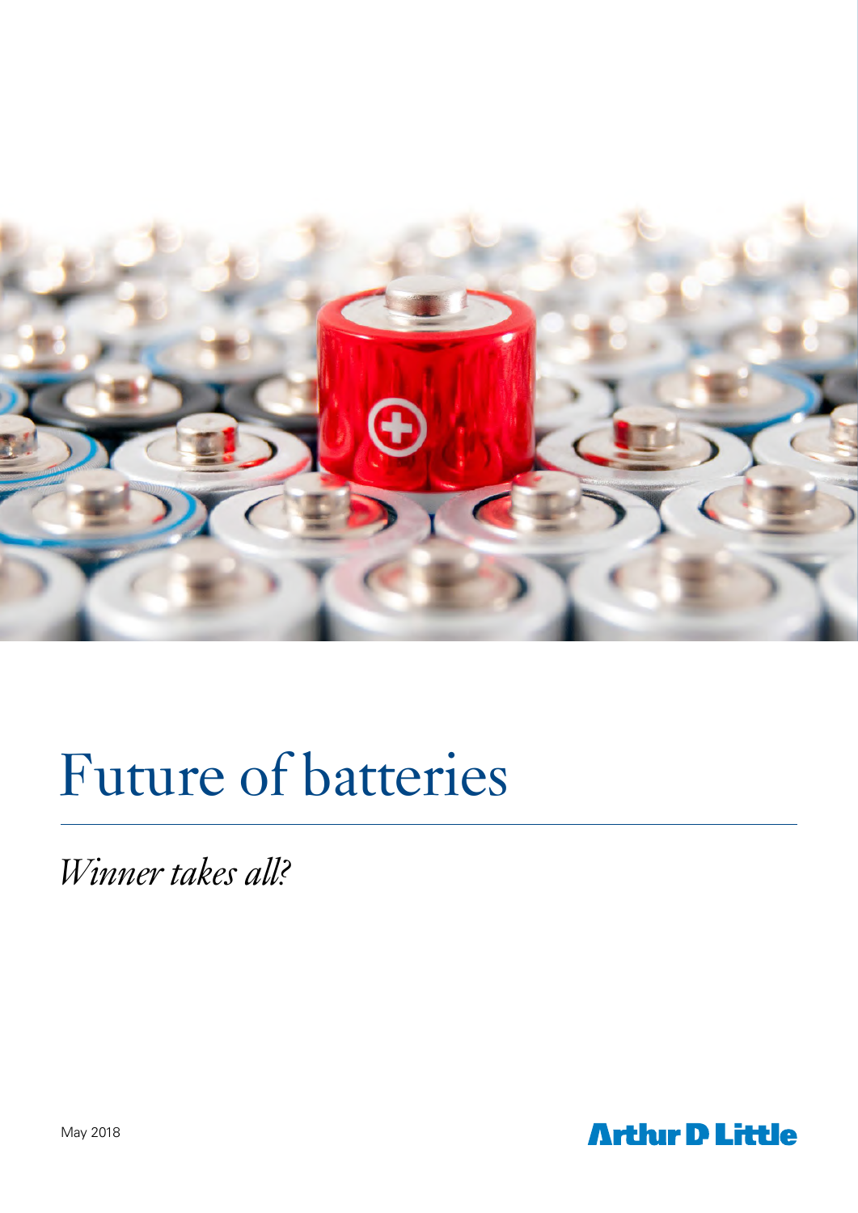# Future of batteries

*Winner takes all?*

May 2018

Arthur D Little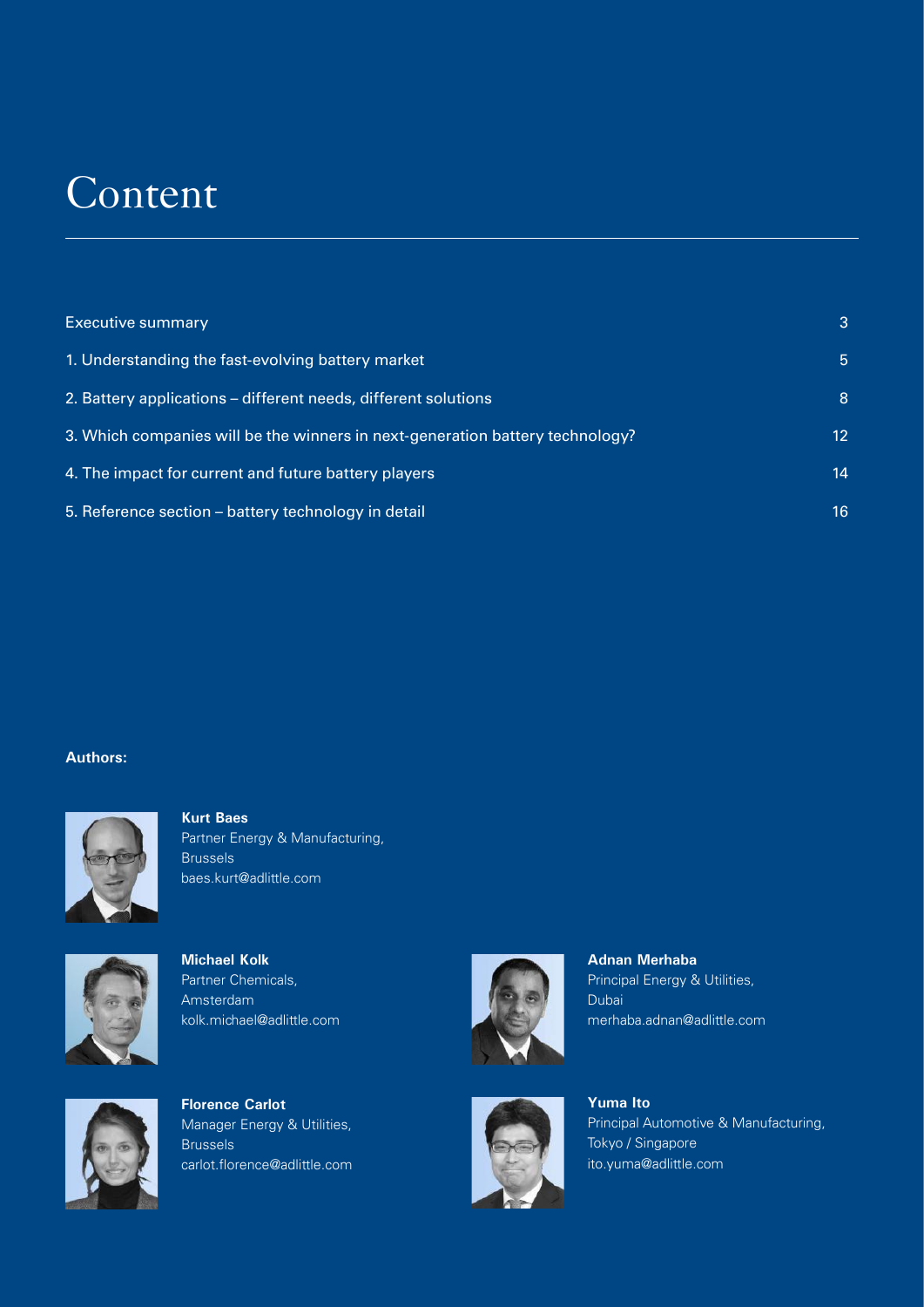# Content

| | |
|---|---|
| Executive summary | 3 |
| 1. Understanding the fast-evolving battery market | 5 |
| 2. Battery applications – different needs, different solutions | 8 |
| 3. Which companies will be the winners in next-generation battery technology? | 12 |
| 4. The impact for current and future battery players | 14 |
| 5. Reference section – battery technology in detail | 16 |

**Authors:**

**Kurt Baes**
Partner Energy & Manufacturing,
Brussels
baes.kurt@adlittle.com

**Michael Kolk**
Partner Chemicals,
Amsterdam
kolk.michael@adlittle.com

**Adnan Merhaba**
Principal Energy & Utilities,
Dubai
merhaba.adnan@adlittle.com

**Florence Carlot**
Manager Energy & Utilities,
Brussels
carlot.florence@adlittle.com

**Yuma Ito**
Principal Automotive & Manufacturing,
Tokyo / Singapore
ito.yuma@adlittle.com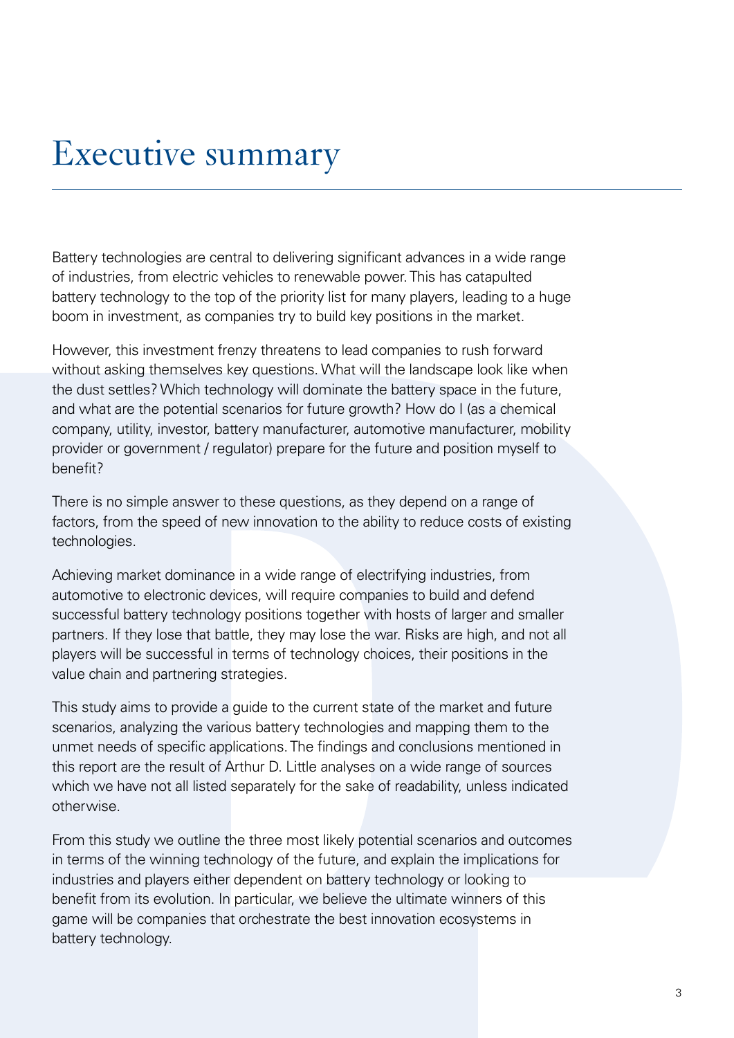# Executive summary

Battery technologies are central to delivering significant advances in a wide range of industries, from electric vehicles to renewable power. This has catapulted battery technology to the top of the priority list for many players, leading to a huge boom in investment, as companies try to build key positions in the market.

However, this investment frenzy threatens to lead companies to rush forward without asking themselves key questions. What will the landscape look like when the dust settles? Which technology will dominate the battery space in the future, and what are the potential scenarios for future growth? How do I (as a chemical company, utility, investor, battery manufacturer, automotive manufacturer, mobility provider or government / regulator) prepare for the future and position myself to benefit?

There is no simple answer to these questions, as they depend on a range of factors, from the speed of new innovation to the ability to reduce costs of existing technologies.

Achieving market dominance in a wide range of electrifying industries, from automotive to electronic devices, will require companies to build and defend successful battery technology positions together with hosts of larger and smaller partners. If they lose that battle, they may lose the war. Risks are high, and not all players will be successful in terms of technology choices, their positions in the value chain and partnering strategies.

This study aims to provide a guide to the current state of the market and future scenarios, analyzing the various battery technologies and mapping them to the unmet needs of specific applications. The findings and conclusions mentioned in this report are the result of Arthur D. Little analyses on a wide range of sources which we have not all listed separately for the sake of readability, unless indicated otherwise.

From this study we outline the three most likely potential scenarios and outcomes in terms of the winning technology of the future, and explain the implications for industries and players either dependent on battery technology or looking to benefit from its evolution. In particular, we believe the ultimate winners of this game will be companies that orchestrate the best innovation ecosystems in battery technology.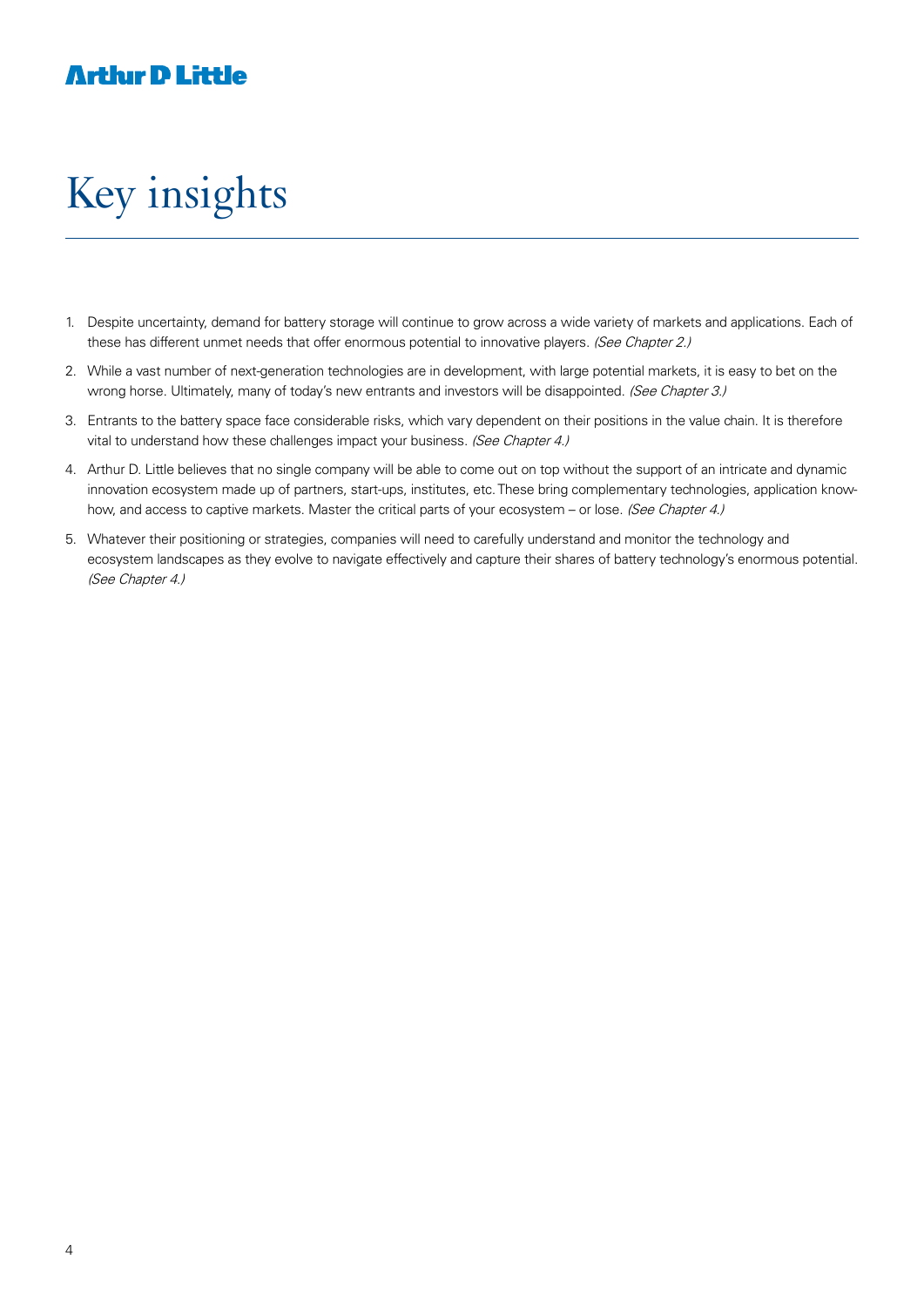# Key insights

1. Despite uncertainty, demand for battery storage will continue to grow across a wide variety of markets and applications. Each of these has different unmet needs that offer enormous potential to innovative players. *(See Chapter 2.)*

2. While a vast number of next-generation technologies are in development, with large potential markets, it is easy to bet on the wrong horse. Ultimately, many of today's new entrants and investors will be disappointed. *(See Chapter 3.)*

3. Entrants to the battery space face considerable risks, which vary dependent on their positions in the value chain. It is therefore vital to understand how these challenges impact your business. *(See Chapter 4.)*

4. Arthur D. Little believes that no single company will be able to come out on top without the support of an intricate and dynamic innovation ecosystem made up of partners, start-ups, institutes, etc. These bring complementary technologies, application know-how, and access to captive markets. Master the critical parts of your ecosystem – or lose. *(See Chapter 4.)*

5. Whatever their positioning or strategies, companies will need to carefully understand and monitor the technology and ecosystem landscapes as they evolve to navigate effectively and capture their shares of battery technology's enormous potential. *(See Chapter 4.)*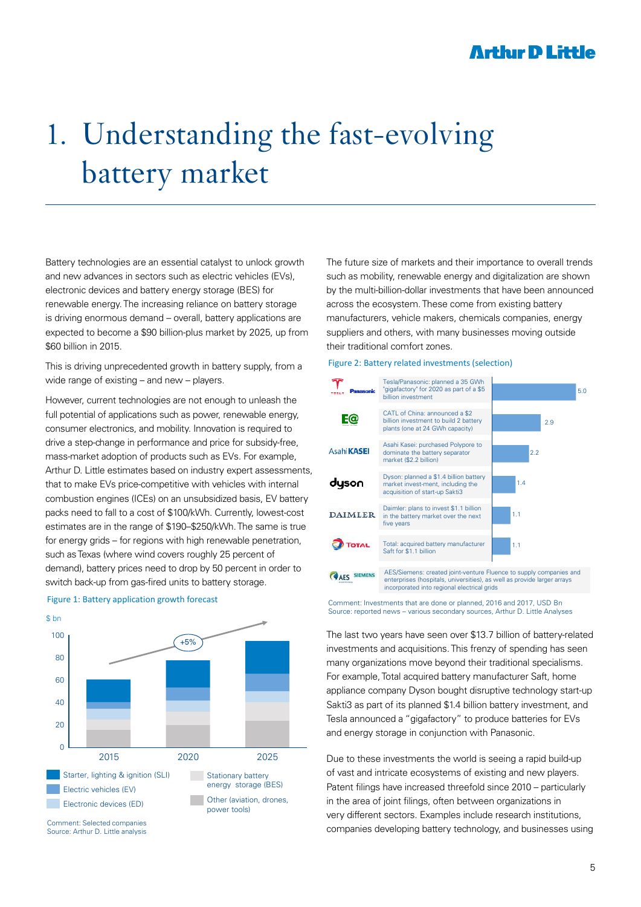# 1. Understanding the fast-evolving battery market

Battery technologies are an essential catalyst to unlock growth and new advances in sectors such as electric vehicles (EVs), electronic devices and battery energy storage (BES) for renewable energy. The increasing reliance on battery storage is driving enormous demand – overall, battery applications are expected to become a $90 billion-plus market by 2025, up from $60 billion in 2015.

This is driving unprecedented growth in battery supply, from a wide range of existing – and new – players.

However, current technologies are not enough to unleash the full potential of applications such as power, renewable energy, consumer electronics, and mobility. Innovation is required to drive a step-change in performance and price for subsidy-free, mass-market adoption of products such as EVs. For example, Arthur D. Little estimates based on industry expert assessments, that to make EVs price-competitive with vehicles with internal combustion engines (ICEs) on an unsubsidized basis, EV battery packs need to fall to a cost of $100/kWh. Currently, lowest-cost estimates are in the range of $190–$250/kWh. The same is true for energy grids – for regions with high renewable penetration, such as Texas (where wind covers roughly 25 percent of demand), battery prices need to drop by 50 percent in order to switch back-up from gas-fired units to battery storage.

Figure 1: Battery application growth forecast

$ bn

(Stacked bar chart for 2015, 2020, 2025; +5% growth. Legend: Starter, lighting & ignition (SLI); Electric vehicles (EV); Electronic devices (ED); Stationary battery energy storage (BES); Other (aviation, drones, power tools))

Comment: Selected companies
Source: Arthur D. Little analysis

The future size of markets and their importance to overall trends such as mobility, renewable energy and digitalization are shown by the multi-billion-dollar investments that have been announced across the ecosystem. These come from existing battery manufacturers, vehicle makers, chemicals companies, energy suppliers and others, with many businesses moving outside their traditional comfort zones.

Figure 2: Battery related investments (selection)

| Company | Investment | USD Bn |
|---|---|---|
| Tesla / Panasonic | Tesla/Panasonic: planned a 35 GWh "gigafactory" for 2020 as part of a $5 billion investment | 5.0 |
| CATL | CATL of China: announced a $2 billion investment to build 2 battery plants (one at 24 GWh capacity) | 2.9 |
| Asahi KASEI | Asahi Kasei: purchased Polypore to dominate the battery separator market ($2.2 billion) | 2.2 |
| dyson | Dyson: planned a $1.4 billion battery market invest-ment, including the acquisition of start-up Sakti3 | 1.4 |
| DAIMLER | Daimler: plans to invest $1.1 billion in the battery market over the next five years | 1.1 |
| TOTAL | Total: acquired battery manufacturer Saft for $1.1 billion | 1.1 |
| AES / SIEMENS | AES/Siemens: created joint-venture Fluence to supply companies and enterprises (hospitals, universities), as well as provide larger arrays incorporated into regional electrical grids | |

Comment: Investments that are done or planned, 2016 and 2017, USD Bn
Source: reported news – various secondary sources, Arthur D. Little Analyses

The last two years have seen over $13.7 billion of battery-related investments and acquisitions. This frenzy of spending has seen many organizations move beyond their traditional specialisms. For example, Total acquired battery manufacturer Saft, home appliance company Dyson bought disruptive technology start-up Sakti3 as part of its planned $1.4 billion battery investment, and Tesla announced a "gigafactory" to produce batteries for EVs and energy storage in conjunction with Panasonic.

Due to these investments the world is seeing a rapid build-up of vast and intricate ecosystems of existing and new players. Patent filings have increased threefold since 2010 – particularly in the area of joint filings, often between organizations in very different sectors. Examples include research institutions, companies developing battery technology, and businesses using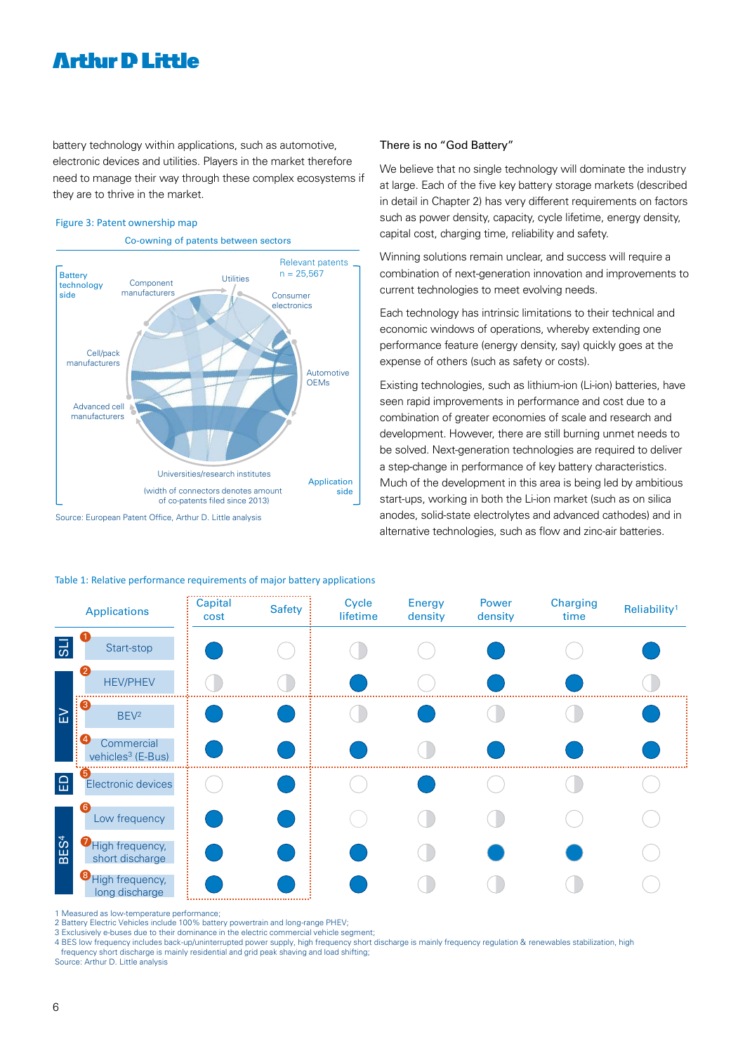battery technology within applications, such as automotive, electronic devices and utilities. Players in the market therefore need to manage their way through these complex ecosystems if they are to thrive in the market.

**Figure 3: Patent ownership map**

Co-owning of patents between sectors

Relevant patents n = 25,567

Battery technology side: Component manufacturers, Cell/pack manufacturers, Advanced cell manufacturers

Application side: Utilities, Consumer electronics, Automotive OEMs

Universities/research institutes

(width of connectors denotes amount of co-patents filed since 2013)

Source: European Patent Office, Arthur D. Little analysis

## There is no "God Battery"

We believe that no single technology will dominate the industry at large. Each of the five key battery storage markets (described in detail in Chapter 2) has very different requirements on factors such as power density, capacity, cycle lifetime, energy density, capital cost, charging time, reliability and safety.

Winning solutions remain unclear, and success will require a combination of next-generation innovation and improvements to current technologies to meet evolving needs.

Each technology has intrinsic limitations to their technical and economic windows of operations, whereby extending one performance feature (energy density, say) quickly goes at the expense of others (such as safety or costs).

Existing technologies, such as lithium-ion (Li-ion) batteries, have seen rapid improvements in performance and cost due to a combination of greater economies of scale and research and development. However, there are still burning unmet needs to be solved. Next-generation technologies are required to deliver a step-change in performance of key battery characteristics. Much of the development in this area is being led by ambitious start-ups, working in both the Li-ion market (such as on silica anodes, solid-state electrolytes and advanced cathodes) and in alternative technologies, such as flow and zinc-air batteries.

**Table 1: Relative performance requirements of major battery applications**

| | Applications | Capital cost | Safety | Cycle lifetime | Energy density | Power density | Charging time | Reliability[1] |
|---|---|---|---|---|---|---|---|---|
| SLI | 1 Start-stop | ● | ○ | ◐ | ○ | ● | ○ | ● |
| EV | 2 HEV/PHEV | ◐ | ◐ | ● | ○ | ● | ● | ◐ |
| EV | 3 BEV[2] | ● | ● | ◐ | ● | ◐ | ◐ | ● |
| EV | 4 Commercial vehicles[3] (E-Bus) | ● | ● | ● | ◐ | ● | ● | ● |
| ED | 5 Electronic devices | ○ | ● | ○ | ● | ○ | ◐ | ○ |
| BES[4] | 6 Low frequency | ● | ● | ○ | ◐ | ◐ | ○ | ○ |
| BES[4] | 7 High frequency, short discharge | ● | ● | ● | ◐ | ● | ● | ○ |
| BES[4] | 8 High frequency, long discharge | ● | ● | ● | ◐ | ◐ | ◐ | ○ |

1 Measured as low-temperature performance;
2 Battery Electric Vehicles include 100% battery powertrain and long-range PHEV;
3 Exclusively e-buses due to their dominance in the electric commercial vehicle segment;
4 BES low frequency includes back-up/uninterrupted power supply, high frequency short discharge is mainly frequency regulation & renewables stabilization, high frequency short discharge is mainly residential and grid peak shaving and load shifting;
Source: Arthur D. Little analysis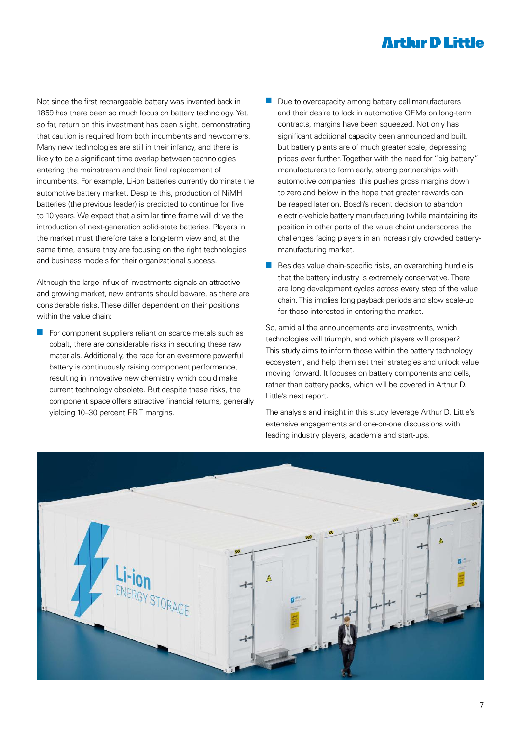Not since the first rechargeable battery was invented back in 1859 has there been so much focus on battery technology. Yet, so far, return on this investment has been slight, demonstrating that caution is required from both incumbents and newcomers. Many new technologies are still in their infancy, and there is likely to be a significant time overlap between technologies entering the mainstream and their final replacement of incumbents. For example, Li-ion batteries currently dominate the automotive battery market. Despite this, production of NiMH batteries (the previous leader) is predicted to continue for five to 10 years. We expect that a similar time frame will drive the introduction of next-generation solid-state batteries. Players in the market must therefore take a long-term view and, at the same time, ensure they are focusing on the right technologies and business models for their organizational success.

Although the large influx of investments signals an attractive and growing market, new entrants should beware, as there are considerable risks. These differ dependent on their positions within the value chain:

- For component suppliers reliant on scarce metals such as cobalt, there are considerable risks in securing these raw materials. Additionally, the race for an ever-more powerful battery is continuously raising component performance, resulting in innovative new chemistry which could make current technology obsolete. But despite these risks, the component space offers attractive financial returns, generally yielding 10–30 percent EBIT margins.
- Due to overcapacity among battery cell manufacturers and their desire to lock in automotive OEMs on long-term contracts, margins have been squeezed. Not only has significant additional capacity been announced and built, but battery plants are of much greater scale, depressing prices ever further. Together with the need for "big battery" manufacturers to form early, strong partnerships with automotive companies, this pushes gross margins down to zero and below in the hope that greater rewards can be reaped later on. Bosch's recent decision to abandon electric-vehicle battery manufacturing (while maintaining its position in other parts of the value chain) underscores the challenges facing players in an increasingly crowded battery-manufacturing market.
- Besides value chain-specific risks, an overarching hurdle is that the battery industry is extremely conservative. There are long development cycles across every step of the value chain. This implies long payback periods and slow scale-up for those interested in entering the market.

So, amid all the announcements and investments, which technologies will triumph, and which players will prosper? This study aims to inform those within the battery technology ecosystem, and help them set their strategies and unlock value moving forward. It focuses on battery components and cells, rather than battery packs, which will be covered in Arthur D. Little's next report.

The analysis and insight in this study leverage Arthur D. Little's extensive engagements and one-on-one discussions with leading industry players, academia and start-ups.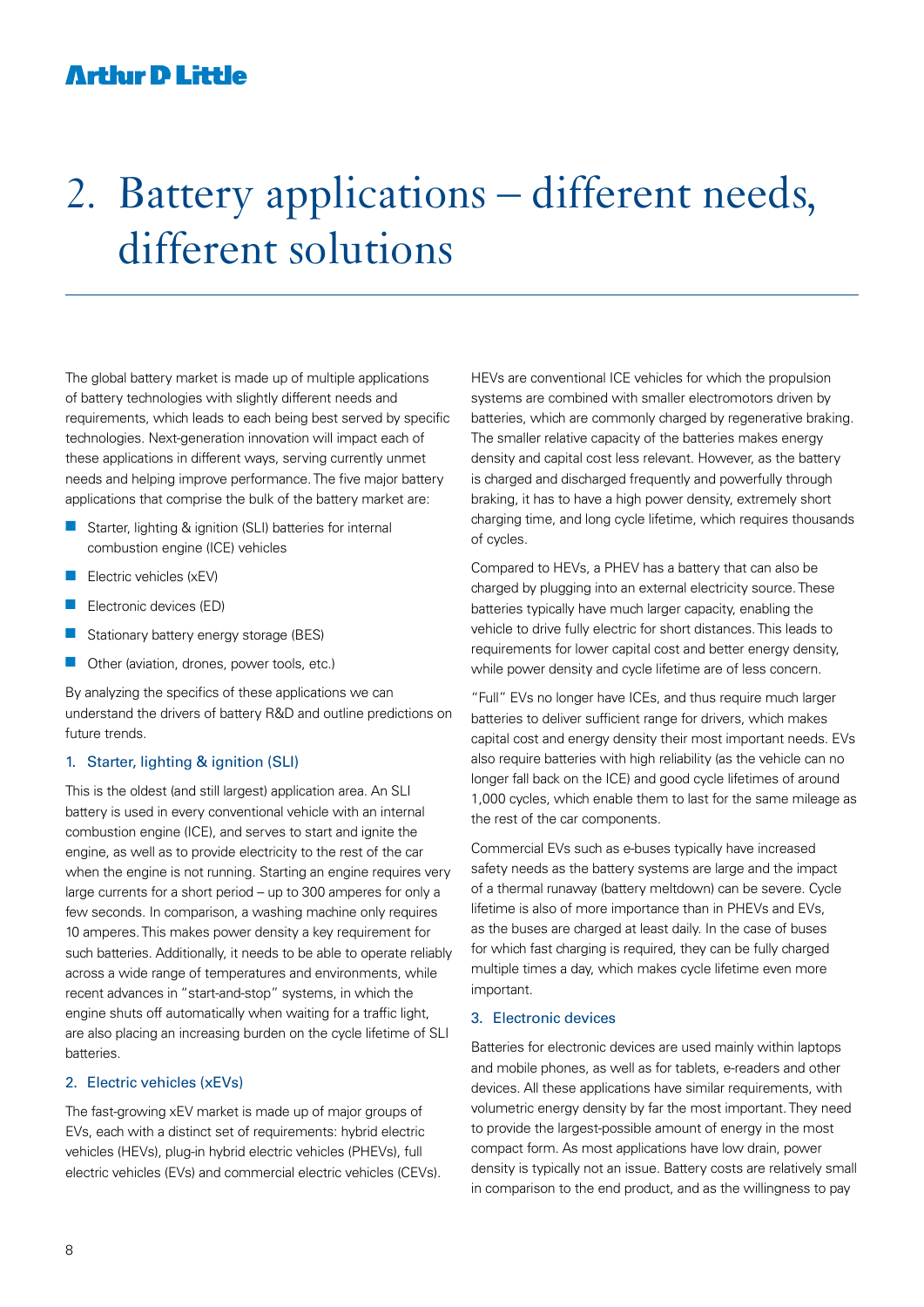# 2. Battery applications – different needs, different solutions

The global battery market is made up of multiple applications of battery technologies with slightly different needs and requirements, which leads to each being best served by specific technologies. Next-generation innovation will impact each of these applications in different ways, serving currently unmet needs and helping improve performance. The five major battery applications that comprise the bulk of the battery market are:

- Starter, lighting & ignition (SLI) batteries for internal combustion engine (ICE) vehicles
- Electric vehicles (xEV)
- Electronic devices (ED)
- Stationary battery energy storage (BES)
- Other (aviation, drones, power tools, etc.)

By analyzing the specifics of these applications we can understand the drivers of battery R&D and outline predictions on future trends.

### 1. Starter, lighting & ignition (SLI)

This is the oldest (and still largest) application area. An SLI battery is used in every conventional vehicle with an internal combustion engine (ICE), and serves to start and ignite the engine, as well as to provide electricity to the rest of the car when the engine is not running. Starting an engine requires very large currents for a short period – up to 300 amperes for only a few seconds. In comparison, a washing machine only requires 10 amperes. This makes power density a key requirement for such batteries. Additionally, it needs to be able to operate reliably across a wide range of temperatures and environments, while recent advances in "start-and-stop" systems, in which the engine shuts off automatically when waiting for a traffic light, are also placing an increasing burden on the cycle lifetime of SLI batteries.

### 2. Electric vehicles (xEVs)

The fast-growing xEV market is made up of major groups of EVs, each with a distinct set of requirements: hybrid electric vehicles (HEVs), plug-in hybrid electric vehicles (PHEVs), full electric vehicles (EVs) and commercial electric vehicles (CEVs).

HEVs are conventional ICE vehicles for which the propulsion systems are combined with smaller electromotors driven by batteries, which are commonly charged by regenerative braking. The smaller relative capacity of the batteries makes energy density and capital cost less relevant. However, as the battery is charged and discharged frequently and powerfully through braking, it has to have a high power density, extremely short charging time, and long cycle lifetime, which requires thousands of cycles.

Compared to HEVs, a PHEV has a battery that can also be charged by plugging into an external electricity source. These batteries typically have much larger capacity, enabling the vehicle to drive fully electric for short distances. This leads to requirements for lower capital cost and better energy density, while power density and cycle lifetime are of less concern.

"Full" EVs no longer have ICEs, and thus require much larger batteries to deliver sufficient range for drivers, which makes capital cost and energy density their most important needs. EVs also require batteries with high reliability (as the vehicle can no longer fall back on the ICE) and good cycle lifetimes of around 1,000 cycles, which enable them to last for the same mileage as the rest of the car components.

Commercial EVs such as e-buses typically have increased safety needs as the battery systems are large and the impact of a thermal runaway (battery meltdown) can be severe. Cycle lifetime is also of more importance than in PHEVs and EVs, as the buses are charged at least daily. In the case of buses for which fast charging is required, they can be fully charged multiple times a day, which makes cycle lifetime even more important.

### 3. Electronic devices

Batteries for electronic devices are used mainly within laptops and mobile phones, as well as for tablets, e-readers and other devices. All these applications have similar requirements, with volumetric energy density by far the most important. They need to provide the largest-possible amount of energy in the most compact form. As most applications have low drain, power density is typically not an issue. Battery costs are relatively small in comparison to the end product, and as the willingness to pay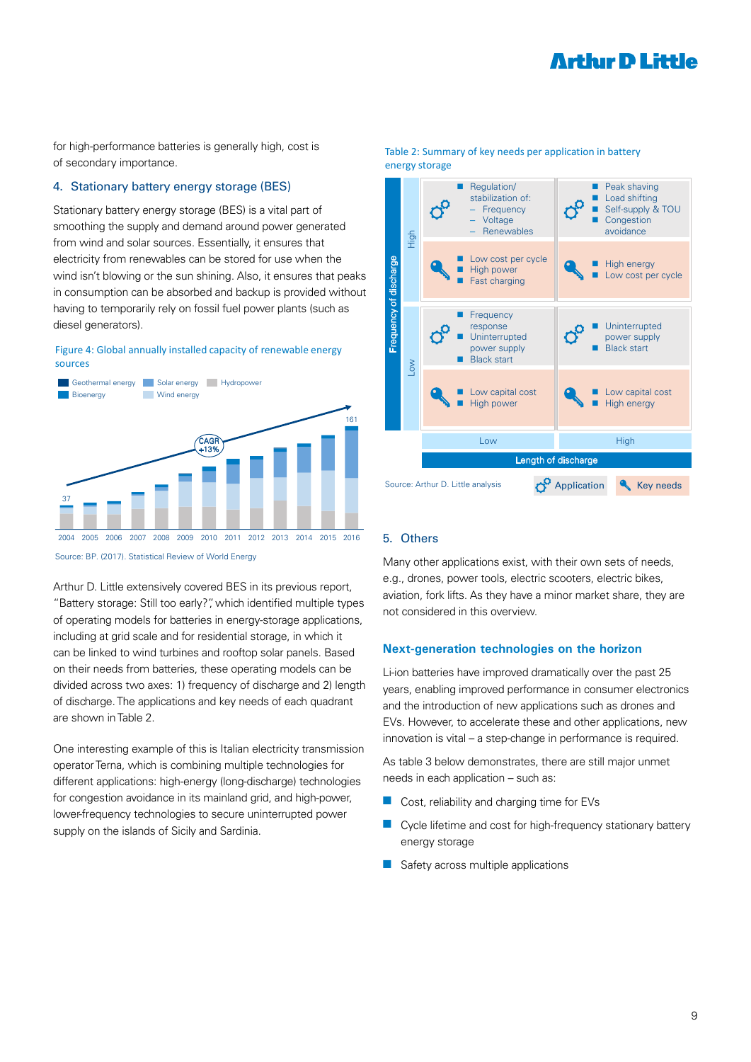for high-performance batteries is generally high, cost is of secondary importance.

## 4. Stationary battery energy storage (BES)

Stationary battery energy storage (BES) is a vital part of smoothing the supply and demand around power generated from wind and solar sources. Essentially, it ensures that electricity from renewables can be stored for use when the wind isn't blowing or the sun shining. Also, it ensures that peaks in consumption can be absorbed and backup is provided without having to temporarily rely on fossil fuel power plants (such as diesel generators).

Figure 4: Global annually installed capacity of renewable energy sources

Legend: Geothermal energy, Solar energy, Hydropower, Bioenergy, Wind energy

| Year | 2004 | 2005 | 2006 | 2007 | 2008 | 2009 | 2010 | 2011 | 2012 | 2013 | 2014 | 2015 | 2016 |
|---|---|---|---|---|---|---|---|---|---|---|---|---|---|
| Total | 37 | | | | | | | | | | | | 161 |

CAGR +13%

Source: BP. (2017). Statistical Review of World Energy

Arthur D. Little extensively covered BES in its previous report, "Battery storage: Still too early?", which identified multiple types of operating models for batteries in energy-storage applications, including at grid scale and for residential storage, in which it can be linked to wind turbines and rooftop solar panels. Based on their needs from batteries, these operating models can be divided across two axes: 1) frequency of discharge and 2) length of discharge. The applications and key needs of each quadrant are shown in Table 2.

One interesting example of this is Italian electricity transmission operator Terna, which is combining multiple technologies for different applications: high-energy (long-discharge) technologies for congestion avoidance in its mainland grid, and high-power, lower-frequency technologies to secure uninterrupted power supply on the islands of Sicily and Sardinia.

Table 2: Summary of key needs per application in battery energy storage

| Frequency of discharge | | Length of discharge: Low | Length of discharge: High |
|---|---|---|---|
| High | Application | Regulation/stabilization of: – Frequency – Voltage – Renewables | Peak shaving; Load shifting; Self-supply & TOU; Congestion avoidance |
| High | Key needs | Low cost per cycle; High power; Fast charging | High energy; Low cost per cycle |
| Low | Application | Frequency response; Uninterrupted power supply; Black start | Uninterrupted power supply; Black start |
| Low | Key needs | Low capital cost; High power | Low capital cost; High energy |

Source: Arthur D. Little analysis

## 5. Others

Many other applications exist, with their own sets of needs, e.g., drones, power tools, electric scooters, electric bikes, aviation, fork lifts. As they have a minor market share, they are not considered in this overview.

## Next-generation technologies on the horizon

Li-ion batteries have improved dramatically over the past 25 years, enabling improved performance in consumer electronics and the introduction of new applications such as drones and EVs. However, to accelerate these and other applications, new innovation is vital – a step-change in performance is required.

As table 3 below demonstrates, there are still major unmet needs in each application – such as:

- Cost, reliability and charging time for EVs
- Cycle lifetime and cost for high-frequency stationary battery energy storage
- Safety across multiple applications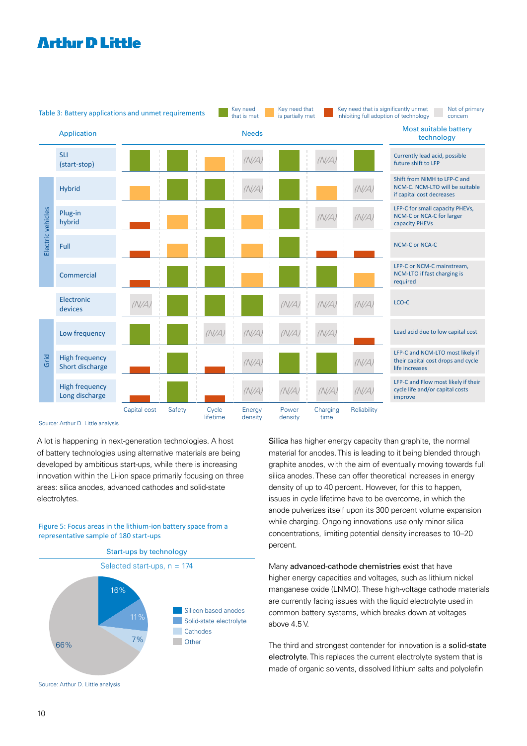Table 3: Battery applications and unmet requirements

Legend: Key need that is met (green) · Key need that is partially met (orange) · Key need that is significantly unmet inhibiting full adoption of technology (red) · Not of primary concern (grey)

| | Application | Capital cost | Safety | Cycle lifetime | Energy density | Power density | Charging time | Reliability | Most suitable battery technology |
|---|---|---|---|---|---|---|---|---|---|
| | SLI (start-stop) | Key need that is met | Key need that is met | Key need that is partially met | (N/A) | Key need that is met | (N/A) | Key need that is met | Currently lead acid, possible future shift to LFP |
| Electric vehicles | Hybrid | Key need that is partially met | Key need that is met | Key need that is met | (N/A) | Key need that is met | Key need that is partially met | (N/A) | Shift from NiMH to LFP-C and NCM-C. NCM-LTO will be suitable if capital cost decreases |
| Electric vehicles | Plug-in hybrid | Key need that is significantly unmet | Key need that is partially met | Key need that is met | Key need that is partially met | Key need that is met | (N/A) | (N/A) | LFP-C for small capacity PHEVs, NCM-C or NCA-C for larger capacity PHEVs |
| Electric vehicles | Full | Key need that is significantly unmet | Key need that is partially met | Key need that is met | Key need that is partially met | Key need that is met | Key need that is significantly unmet | Key need that is significantly unmet | NCM-C or NCA-C |
| Electric vehicles | Commercial | Key need that is significantly unmet | Key need that is met | Key need that is met | Key need that is partially met | Key need that is met | Key need that is met | Key need that is partially met | LFP-C or NCM-C mainstream, NCM-LTO if fast charging is required |
| | Electronic devices | (N/A) | Key need that is met | Key need that is met | Key need that is met | (N/A) | (N/A) | (N/A) | LCO-C |
| Grid | Low frequency | Key need that is met | Key need that is met | (N/A) | (N/A) | (N/A) | (N/A) | Key need that is significantly unmet | Lead acid due to low capital cost |
| Grid | High frequency Short discharge | Key need that is significantly unmet | Key need that is met | Key need that is significantly unmet | (N/A) | Key need that is met | Key need that is met | (N/A) | LFP-C and NCM-LTO most likely if their capital cost drops and cycle life increases |
| Grid | High frequency Long discharge | Key need that is significantly unmet | Key need that is met | Key need that is significantly unmet | (N/A) | (N/A) | (N/A) | (N/A) | LFP-C and Flow most likely if their cycle life and/or capital costs improve |

Source: Arthur D. Little analysis

A lot is happening in next-generation technologies. A host of battery technologies using alternative materials are being developed by ambitious start-ups, while there is increasing innovation within the Li-ion space primarily focusing on three areas: silica anodes, advanced cathodes and solid-state electrolytes.

Figure 5: Focus areas in the lithium-ion battery space from a representative sample of 180 start-ups

Start-ups by technology

Selected start-ups, n = 174

| Technology | Share |
|---|---|
| Silicon-based anodes | 16% |
| Solid-state electrolyte | 11% |
| Cathodes | 7% |
| Other | 66% |

Source: Arthur D. Little analysis

**Silica** has higher energy capacity than graphite, the normal material for anodes. This is leading to it being blended through graphite anodes, with the aim of eventually moving towards full silica anodes. These can offer theoretical increases in energy density of up to 40 percent. However, for this to happen, issues in cycle lifetime have to be overcome, in which the anode pulverizes itself upon its 300 percent volume expansion while charging. Ongoing innovations use only minor silica concentrations, limiting potential density increases to 10–20 percent.

Many **advanced-cathode chemistries** exist that have higher energy capacities and voltages, such as lithium nickel manganese oxide (LNMO). These high-voltage cathode materials are currently facing issues with the liquid electrolyte used in common battery systems, which breaks down at voltages above 4.5 V.

The third and strongest contender for innovation is a **solid-state electrolyte**. This replaces the current electrolyte system that is made of organic solvents, dissolved lithium salts and polyolefin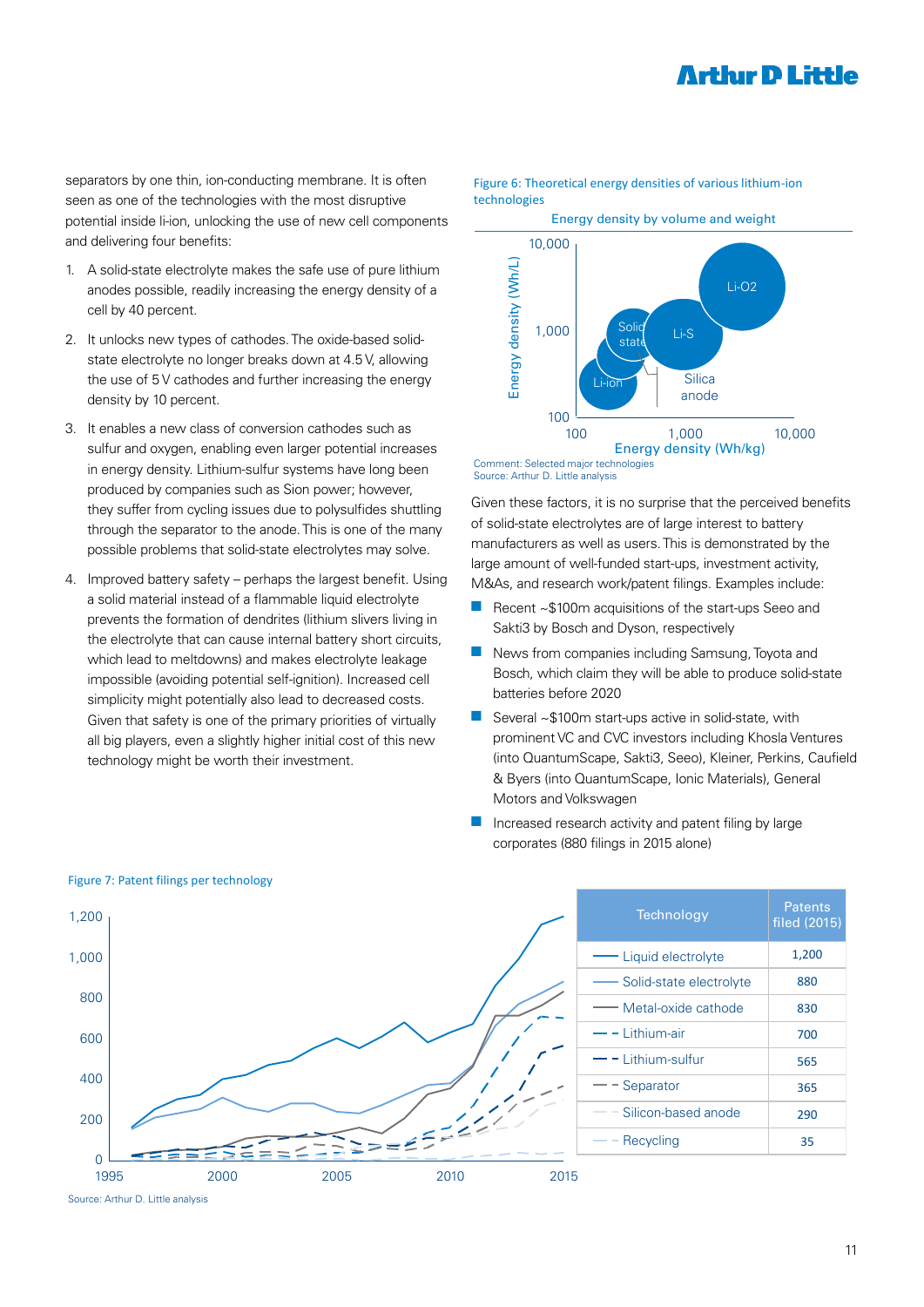separators by one thin, ion-conducting membrane. It is often seen as one of the technologies with the most disruptive potential inside li-ion, unlocking the use of new cell components and delivering four benefits:

1. A solid-state electrolyte makes the safe use of pure lithium anodes possible, readily increasing the energy density of a cell by 40 percent.
2. It unlocks new types of cathodes. The oxide-based solid-state electrolyte no longer breaks down at 4.5 V, allowing the use of 5 V cathodes and further increasing the energy density by 10 percent.
3. It enables a new class of conversion cathodes such as sulfur and oxygen, enabling even larger potential increases in energy density. Lithium-sulfur systems have long been produced by companies such as Sion power; however, they suffer from cycling issues due to polysulfides shuttling through the separator to the anode. This is one of the many possible problems that solid-state electrolytes may solve.
4. Improved battery safety – perhaps the largest benefit. Using a solid material instead of a flammable liquid electrolyte prevents the formation of dendrites (lithium slivers living in the electrolyte that can cause internal battery short circuits, which lead to meltdowns) and makes electrolyte leakage impossible (avoiding potential self-ignition). Increased cell simplicity might potentially also lead to decreased costs. Given that safety is one of the primary priorities of virtually all big players, even a slightly higher initial cost of this new technology might be worth their investment.

Figure 6: Theoretical energy densities of various lithium-ion technologies

Energy density by volume and weight

Comment: Selected major technologies
Source: Arthur D. Little analysis

Given these factors, it is no surprise that the perceived benefits of solid-state electrolytes are of large interest to battery manufacturers as well as users. This is demonstrated by the large amount of well-funded start-ups, investment activity, M&As, and research work/patent filings. Examples include:

- Recent ~$100m acquisitions of the start-ups Seeo and Sakti3 by Bosch and Dyson, respectively
- News from companies including Samsung, Toyota and Bosch, which claim they will be able to produce solid-state batteries before 2020
- Several ~$100m start-ups active in solid-state, with prominent VC and CVC investors including Khosla Ventures (into QuantumScape, Sakti3, Seeo), Kleiner, Perkins, Caufield & Byers (into QuantumScape, Ionic Materials), General Motors and Volkswagen
- Increased research activity and patent filing by large corporates (880 filings in 2015 alone)

Figure 7: Patent filings per technology

| Technology | Patents filed (2015) |
|---|---|
| Liquid electrolyte | 1,200 |
| Solid-state electrolyte | 880 |
| Metal-oxide cathode | 830 |
| Lithium-air | 700 |
| Lithium-sulfur | 565 |
| Separator | 365 |
| Silicon-based anode | 290 |
| Recycling | 35 |

Source: Arthur D. Little analysis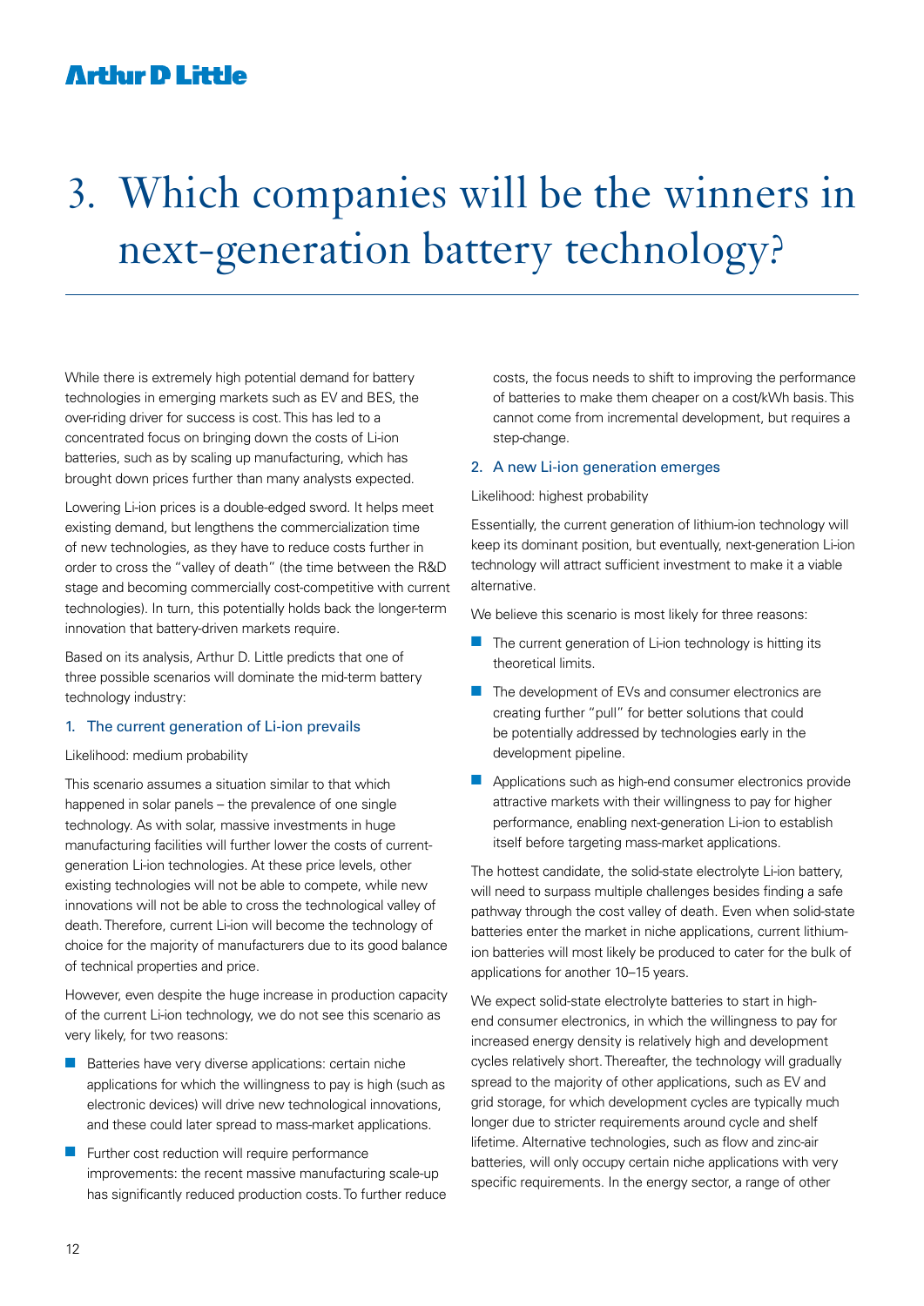# 3. Which companies will be the winners in next-generation battery technology?

While there is extremely high potential demand for battery technologies in emerging markets such as EV and BES, the over-riding driver for success is cost. This has led to a concentrated focus on bringing down the costs of Li-ion batteries, such as by scaling up manufacturing, which has brought down prices further than many analysts expected.

Lowering Li-ion prices is a double-edged sword. It helps meet existing demand, but lengthens the commercialization time of new technologies, as they have to reduce costs further in order to cross the "valley of death" (the time between the R&D stage and becoming commercially cost-competitive with current technologies). In turn, this potentially holds back the longer-term innovation that battery-driven markets require.

Based on its analysis, Arthur D. Little predicts that one of three possible scenarios will dominate the mid-term battery technology industry:

### 1. The current generation of Li-ion prevails

Likelihood: medium probability

This scenario assumes a situation similar to that which happened in solar panels – the prevalence of one single technology. As with solar, massive investments in huge manufacturing facilities will further lower the costs of current-generation Li-ion technologies. At these price levels, other existing technologies will not be able to compete, while new innovations will not be able to cross the technological valley of death. Therefore, current Li-ion will become the technology of choice for the majority of manufacturers due to its good balance of technical properties and price.

However, even despite the huge increase in production capacity of the current Li-ion technology, we do not see this scenario as very likely, for two reasons:

- Batteries have very diverse applications: certain niche applications for which the willingness to pay is high (such as electronic devices) will drive new technological innovations, and these could later spread to mass-market applications.
- Further cost reduction will require performance improvements: the recent massive manufacturing scale-up has significantly reduced production costs. To further reduce costs, the focus needs to shift to improving the performance of batteries to make them cheaper on a cost/kWh basis. This cannot come from incremental development, but requires a step-change.

### 2. A new Li-ion generation emerges

Likelihood: highest probability

Essentially, the current generation of lithium-ion technology will keep its dominant position, but eventually, next-generation Li-ion technology will attract sufficient investment to make it a viable alternative.

We believe this scenario is most likely for three reasons:

- The current generation of Li-ion technology is hitting its theoretical limits.
- The development of EVs and consumer electronics are creating further "pull" for better solutions that could be potentially addressed by technologies early in the development pipeline.
- Applications such as high-end consumer electronics provide attractive markets with their willingness to pay for higher performance, enabling next-generation Li-ion to establish itself before targeting mass-market applications.

The hottest candidate, the solid-state electrolyte Li-ion battery, will need to surpass multiple challenges besides finding a safe pathway through the cost valley of death. Even when solid-state batteries enter the market in niche applications, current lithium-ion batteries will most likely be produced to cater for the bulk of applications for another 10–15 years.

We expect solid-state electrolyte batteries to start in high-end consumer electronics, in which the willingness to pay for increased energy density is relatively high and development cycles relatively short. Thereafter, the technology will gradually spread to the majority of other applications, such as EV and grid storage, for which development cycles are typically much longer due to stricter requirements around cycle and shelf lifetime. Alternative technologies, such as flow and zinc-air batteries, will only occupy certain niche applications with very specific requirements. In the energy sector, a range of other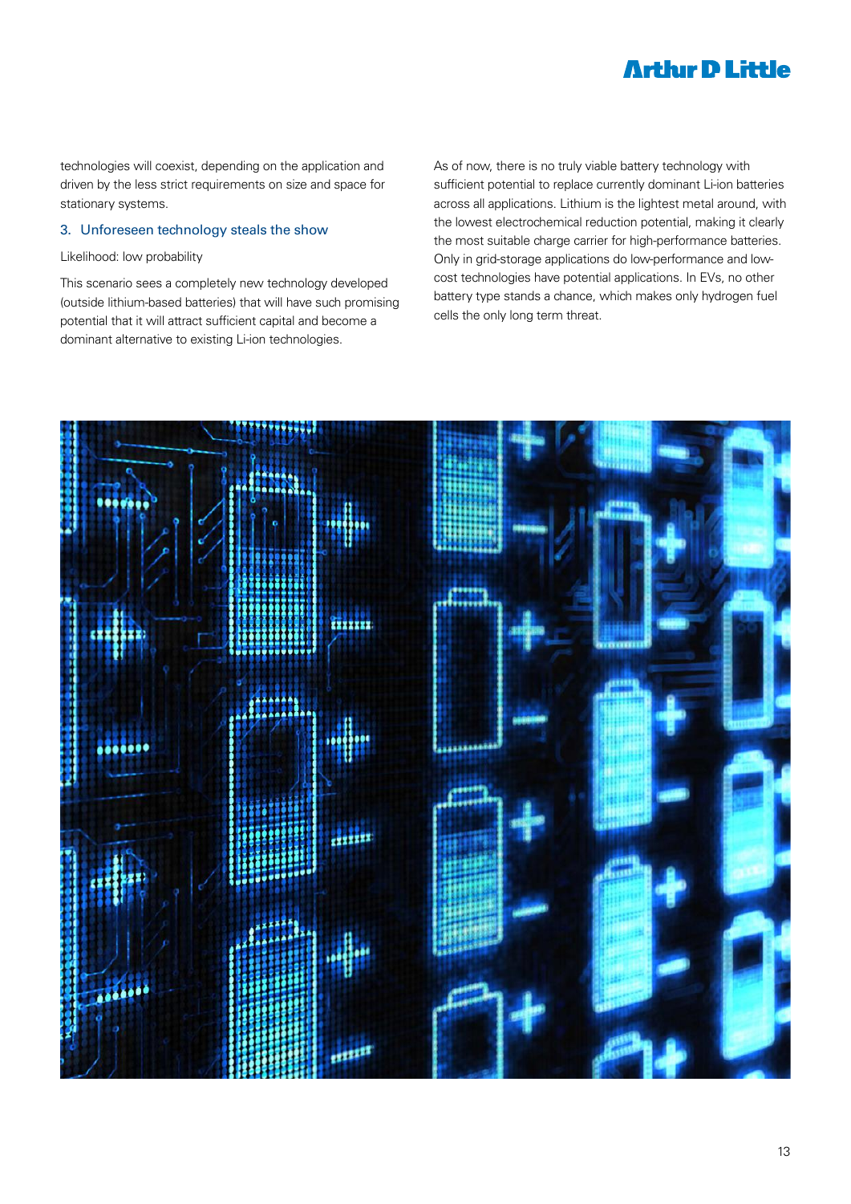technologies will coexist, depending on the application and driven by the less strict requirements on size and space for stationary systems.

### 3. Unforeseen technology steals the show

Likelihood: low probability

This scenario sees a completely new technology developed (outside lithium-based batteries) that will have such promising potential that it will attract sufficient capital and become a dominant alternative to existing Li-ion technologies.

As of now, there is no truly viable battery technology with sufficient potential to replace currently dominant Li-ion batteries across all applications. Lithium is the lightest metal around, with the lowest electrochemical reduction potential, making it clearly the most suitable charge carrier for high-performance batteries. Only in grid-storage applications do low-performance and low-cost technologies have potential applications. In EVs, no other battery type stands a chance, which makes only hydrogen fuel cells the only long term threat.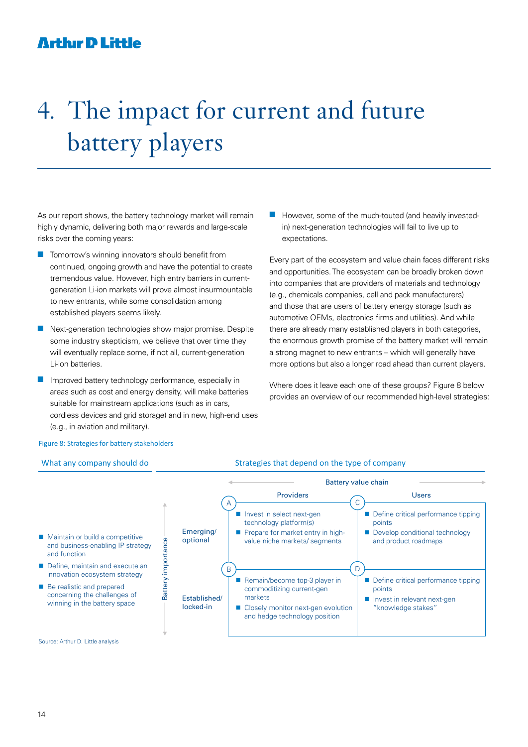# 4. The impact for current and future battery players

As our report shows, the battery technology market will remain highly dynamic, delivering both major rewards and large-scale risks over the coming years:

- Tomorrow's winning innovators should benefit from continued, ongoing growth and have the potential to create tremendous value. However, high entry barriers in current-generation Li-ion markets will prove almost insurmountable to new entrants, while some consolidation among established players seems likely.
- Next-generation technologies show major promise. Despite some industry skepticism, we believe that over time they will eventually replace some, if not all, current-generation Li-ion batteries.
- Improved battery technology performance, especially in areas such as cost and energy density, will make batteries suitable for mainstream applications (such as in cars, cordless devices and grid storage) and in new, high-end uses (e.g., in aviation and military).
- However, some of the much-touted (and heavily invested-in) next-generation technologies will fail to live up to expectations.

Every part of the ecosystem and value chain faces different risks and opportunities. The ecosystem can be broadly broken down into companies that are providers of materials and technology (e.g., chemicals companies, cell and pack manufacturers) and those that are users of battery energy storage (such as automotive OEMs, electronics firms and utilities). And while there are already many established players in both categories, the enormous growth promise of the battery market will remain a strong magnet to new entrants – which will generally have more options but also a longer road ahead than current players.

Where does it leave each one of these groups? Figure 8 below provides an overview of our recommended high-level strategies:

Figure 8: Strategies for battery stakeholders

**What any company should do**

- Maintain or build a competitive and business-enabling IP strategy and function
- Define, maintain and execute an innovation ecosystem strategy
- Be realistic and prepared concerning the challenges of winning in the battery space

**Strategies that depend on the type of company**

| Battery importance | Providers | Users |
|---|---|---|
| Emerging/ optional | **A**<br>■ Invest in select next-gen technology platform(s)<br>■ Prepare for market entry in high-value niche markets/ segments | **C**<br>■ Define critical performance tipping points<br>■ Develop conditional technology and product roadmaps |
| Established/ locked-in | **B**<br>■ Remain/become top-3 player in commoditizing current-gen markets<br>■ Closely monitor next-gen evolution and hedge technology position | **D**<br>■ Define critical performance tipping points<br>■ Invest in relevant next-gen "knowledge stakes" |

Source: Arthur D. Little analysis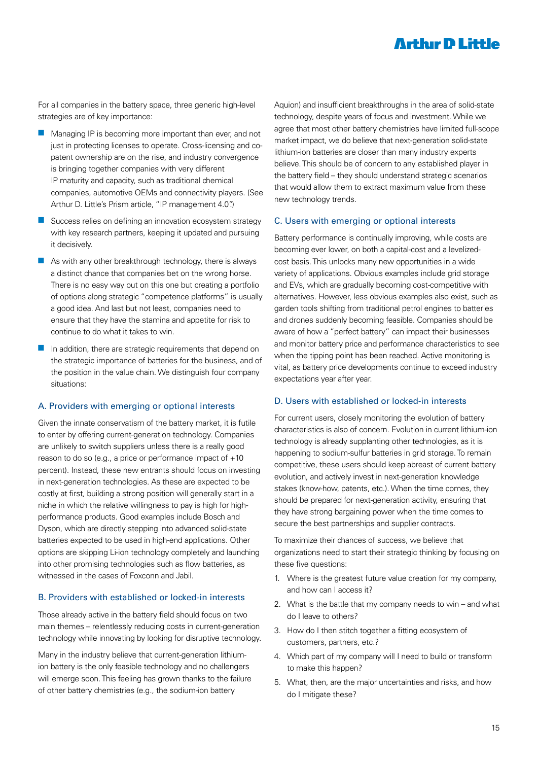For all companies in the battery space, three generic high-level strategies are of key importance:

- Managing IP is becoming more important than ever, and not just in protecting licenses to operate. Cross-licensing and co-patent ownership are on the rise, and industry convergence is bringing together companies with very different IP maturity and capacity, such as traditional chemical companies, automotive OEMs and connectivity players. (See Arthur D. Little's Prism article, "IP management 4.0".)
- Success relies on defining an innovation ecosystem strategy with key research partners, keeping it updated and pursuing it decisively.
- As with any other breakthrough technology, there is always a distinct chance that companies bet on the wrong horse. There is no easy way out on this one but creating a portfolio of options along strategic "competence platforms" is usually a good idea. And last but not least, companies need to ensure that they have the stamina and appetite for risk to continue to do what it takes to win.
- In addition, there are strategic requirements that depend on the strategic importance of batteries for the business, and of the position in the value chain. We distinguish four company situations:

### A. Providers with emerging or optional interests

Given the innate conservatism of the battery market, it is futile to enter by offering current-generation technology. Companies are unlikely to switch suppliers unless there is a really good reason to do so (e.g., a price or performance impact of +10 percent). Instead, these new entrants should focus on investing in next-generation technologies. As these are expected to be costly at first, building a strong position will generally start in a niche in which the relative willingness to pay is high for high-performance products. Good examples include Bosch and Dyson, which are directly stepping into advanced solid-state batteries expected to be used in high-end applications. Other options are skipping Li-ion technology completely and launching into other promising technologies such as flow batteries, as witnessed in the cases of Foxconn and Jabil.

### B. Providers with established or locked-in interests

Those already active in the battery field should focus on two main themes – relentlessly reducing costs in current-generation technology while innovating by looking for disruptive technology.

Many in the industry believe that current-generation lithium-ion battery is the only feasible technology and no challengers will emerge soon. This feeling has grown thanks to the failure of other battery chemistries (e.g., the sodium-ion battery Aquion) and insufficient breakthroughs in the area of solid-state technology, despite years of focus and investment. While we agree that most other battery chemistries have limited full-scope market impact, we do believe that next-generation solid-state lithium-ion batteries are closer than many industry experts believe. This should be of concern to any established player in the battery field – they should understand strategic scenarios that would allow them to extract maximum value from these new technology trends.

### C. Users with emerging or optional interests

Battery performance is continually improving, while costs are becoming ever lower, on both a capital-cost and a levelized-cost basis. This unlocks many new opportunities in a wide variety of applications. Obvious examples include grid storage and EVs, which are gradually becoming cost-competitive with alternatives. However, less obvious examples also exist, such as garden tools shifting from traditional petrol engines to batteries and drones suddenly becoming feasible. Companies should be aware of how a "perfect battery" can impact their businesses and monitor battery price and performance characteristics to see when the tipping point has been reached. Active monitoring is vital, as battery price developments continue to exceed industry expectations year after year.

### D. Users with established or locked-in interests

For current users, closely monitoring the evolution of battery characteristics is also of concern. Evolution in current lithium-ion technology is already supplanting other technologies, as it is happening to sodium-sulfur batteries in grid storage. To remain competitive, these users should keep abreast of current battery evolution, and actively invest in next-generation knowledge stakes (know-how, patents, etc.). When the time comes, they should be prepared for next-generation activity, ensuring that they have strong bargaining power when the time comes to secure the best partnerships and supplier contracts.

To maximize their chances of success, we believe that organizations need to start their strategic thinking by focusing on these five questions:

1. Where is the greatest future value creation for my company, and how can I access it?
2. What is the battle that my company needs to win – and what do I leave to others?
3. How do I then stitch together a fitting ecosystem of customers, partners, etc.?
4. Which part of my company will I need to build or transform to make this happen?
5. What, then, are the major uncertainties and risks, and how do I mitigate these?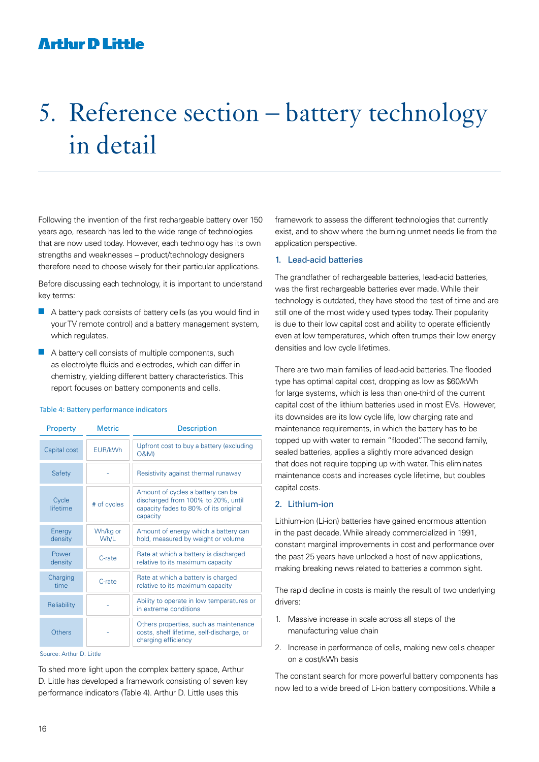# 5. Reference section – battery technology in detail

Following the invention of the first rechargeable battery over 150 years ago, research has led to the wide range of technologies that are now used today. However, each technology has its own strengths and weaknesses – product/technology designers therefore need to choose wisely for their particular applications.

Before discussing each technology, it is important to understand key terms:

- A battery pack consists of battery cells (as you would find in your TV remote control) and a battery management system, which regulates.
- A battery cell consists of multiple components, such as electrolyte fluids and electrodes, which can differ in chemistry, yielding different battery characteristics. This report focuses on battery components and cells.

Table 4: Battery performance indicators

| Property | Metric | Description |
|---|---|---|
| Capital cost | EUR/kWh | Upfront cost to buy a battery (excluding O&M) |
| Safety | - | Resistivity against thermal runaway |
| Cycle lifetime | # of cycles | Amount of cycles a battery can be discharged from 100% to 20%, until capacity fades to 80% of its original capacity |
| Energy density | Wh/kg or Wh/L | Amount of energy which a battery can hold, measured by weight or volume |
| Power density | C-rate | Rate at which a battery is discharged relative to its maximum capacity |
| Charging time | C-rate | Rate at which a battery is charged relative to its maximum capacity |
| Reliability | - | Ability to operate in low temperatures or in extreme conditions |
| Others | - | Others properties, such as maintenance costs, shelf lifetime, self-discharge, or charging efficiency |

Source: Arthur D. Little

To shed more light upon the complex battery space, Arthur D. Little has developed a framework consisting of seven key performance indicators (Table 4). Arthur D. Little uses this framework to assess the different technologies that currently exist, and to show where the burning unmet needs lie from the application perspective.

## 1. Lead-acid batteries

The grandfather of rechargeable batteries, lead-acid batteries, was the first rechargeable batteries ever made. While their technology is outdated, they have stood the test of time and are still one of the most widely used types today. Their popularity is due to their low capital cost and ability to operate efficiently even at low temperatures, which often trumps their low energy densities and low cycle lifetimes.

There are two main families of lead-acid batteries. The flooded type has optimal capital cost, dropping as low as $60/kWh for large systems, which is less than one-third of the current capital cost of the lithium batteries used in most EVs. However, its downsides are its low cycle life, low charging rate and maintenance requirements, in which the battery has to be topped up with water to remain "flooded". The second family, sealed batteries, applies a slightly more advanced design that does not require topping up with water. This eliminates maintenance costs and increases cycle lifetime, but doubles capital costs.

## 2. Lithium-ion

Lithium-ion (Li-ion) batteries have gained enormous attention in the past decade. While already commercialized in 1991, constant marginal improvements in cost and performance over the past 25 years have unlocked a host of new applications, making breaking news related to batteries a common sight.

The rapid decline in costs is mainly the result of two underlying drivers:

1. Massive increase in scale across all steps of the manufacturing value chain
2. Increase in performance of cells, making new cells cheaper on a cost/kWh basis

The constant search for more powerful battery components has now led to a wide breed of Li-ion battery compositions. While a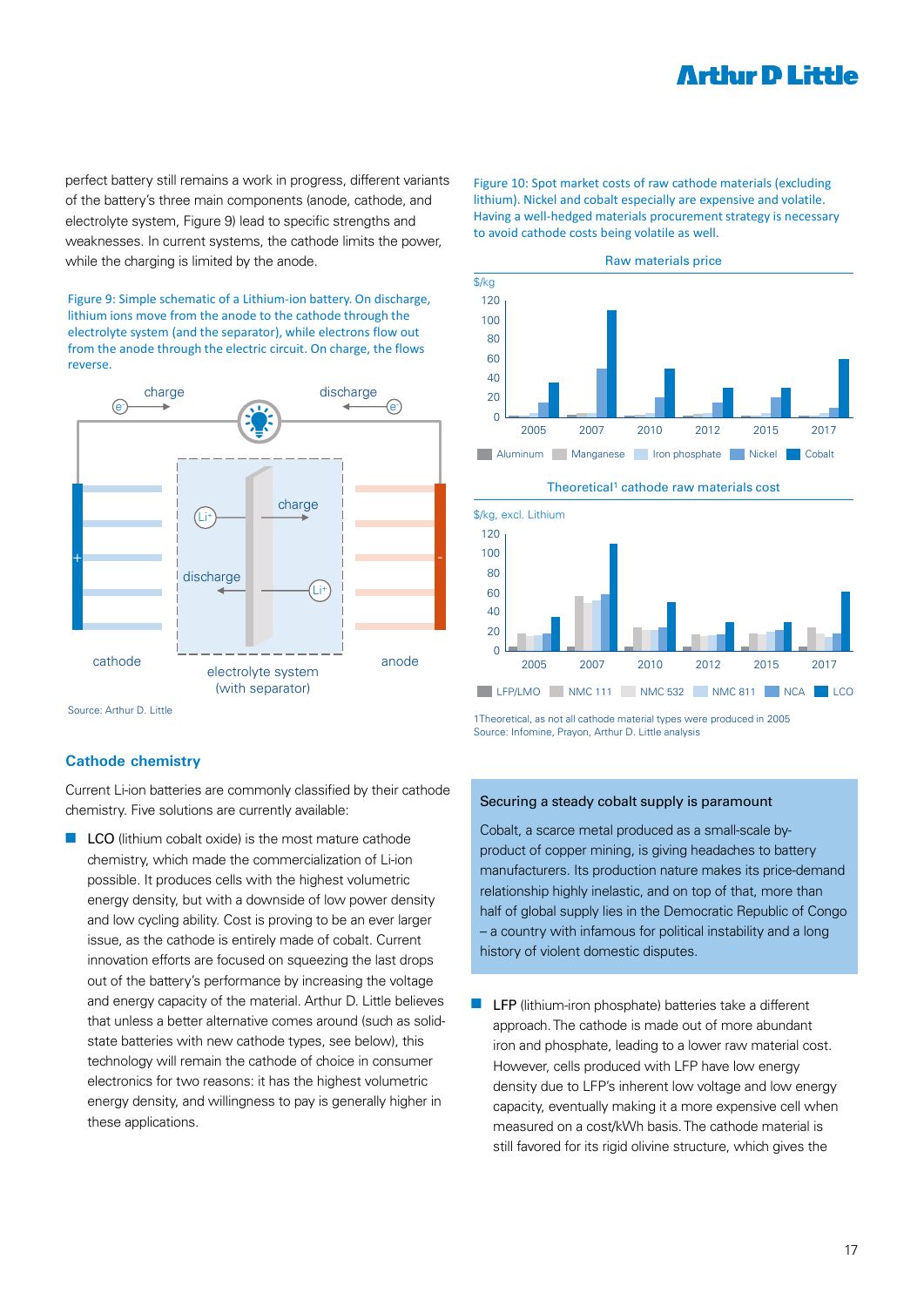perfect battery still remains a work in progress, different variants of the battery's three main components (anode, cathode, and electrolyte system, Figure 9) lead to specific strengths and weaknesses. In current systems, the cathode limits the power, while the charging is limited by the anode.

Figure 9: Simple schematic of a Lithium-ion battery. On discharge, lithium ions move from the anode to the cathode through the electrolyte system (and the separator), while electrons flow out from the anode through the electric circuit. On charge, the flows reverse.

Source: Arthur D. Little

## Cathode chemistry

Current Li-ion batteries are commonly classified by their cathode chemistry. Five solutions are currently available:

- LCO (lithium cobalt oxide) is the most mature cathode chemistry, which made the commercialization of Li-ion possible. It produces cells with the highest volumetric energy density, but with a downside of low power density and low cycling ability. Cost is proving to be an ever larger issue, as the cathode is entirely made of cobalt. Current innovation efforts are focused on squeezing the last drops out of the battery's performance by increasing the voltage and energy capacity of the material. Arthur D. Little believes that unless a better alternative comes around (such as solid-state batteries with new cathode types, see below), this technology will remain the cathode of choice in consumer electronics for two reasons: it has the highest volumetric energy density, and willingness to pay is generally higher in these applications.

Figure 10: Spot market costs of raw cathode materials (excluding lithium). Nickel and cobalt especially are expensive and volatile. Having a well-hedged materials procurement strategy is necessary to avoid cathode costs being volatile as well.

1Theoretical, as not all cathode material types were produced in 2005
Source: Infomine, Prayon, Arthur D. Little analysis

**Securing a steady cobalt supply is paramount**

Cobalt, a scarce metal produced as a small-scale by-product of copper mining, is giving headaches to battery manufacturers. Its production nature makes its price-demand relationship highly inelastic, and on top of that, more than half of global supply lies in the Democratic Republic of Congo – a country with infamous for political instability and a long history of violent domestic disputes.

- LFP (lithium-iron phosphate) batteries take a different approach. The cathode is made out of more abundant iron and phosphate, leading to a lower raw material cost. However, cells produced with LFP have low energy density due to LFP's inherent low voltage and low energy capacity, eventually making it a more expensive cell when measured on a cost/kWh basis. The cathode material is still favored for its rigid olivine structure, which gives the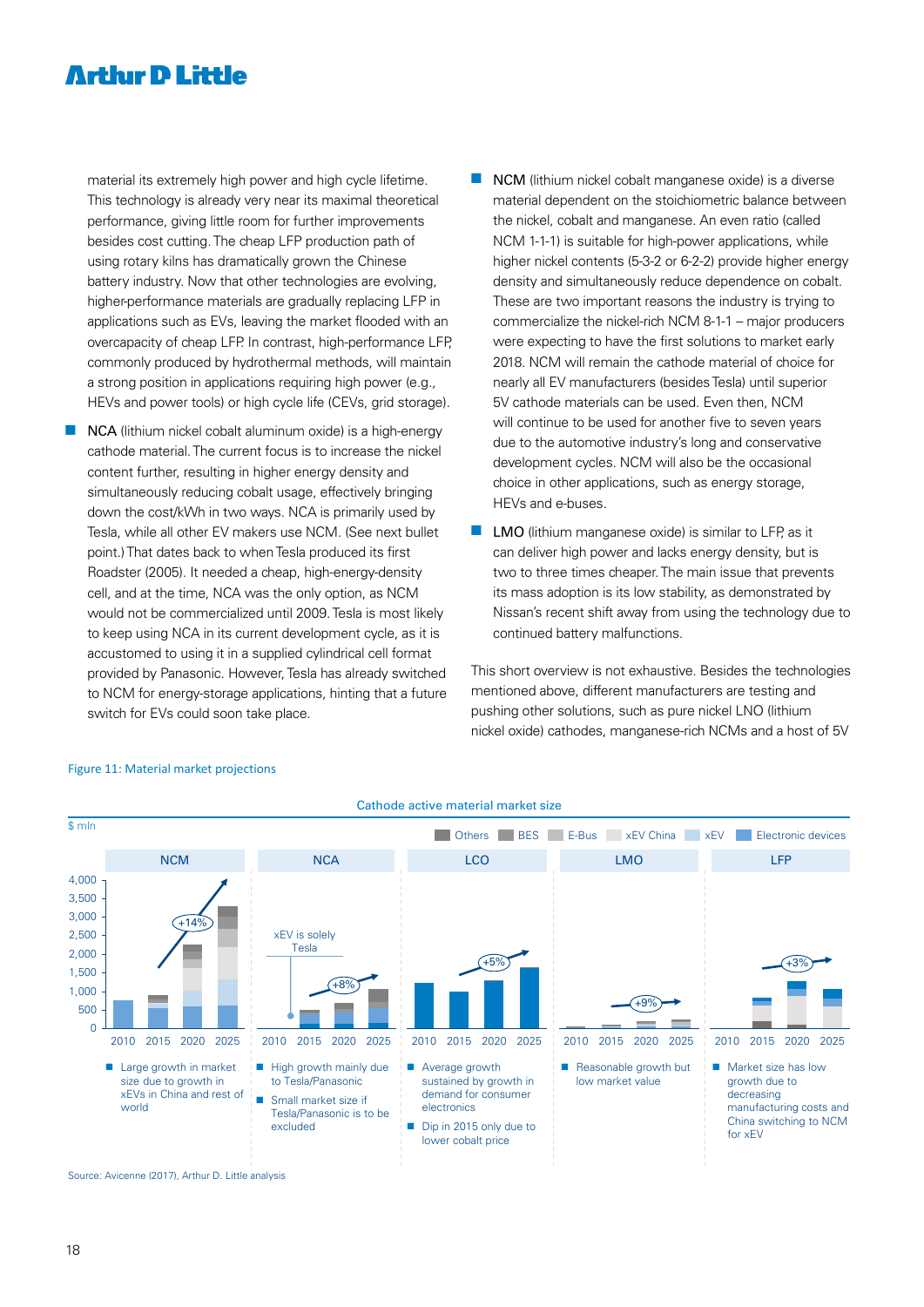material its extremely high power and high cycle lifetime. This technology is already very near its maximal theoretical performance, giving little room for further improvements besides cost cutting. The cheap LFP production path of using rotary kilns has dramatically grown the Chinese battery industry. Now that other technologies are evolving, higher-performance materials are gradually replacing LFP in applications such as EVs, leaving the market flooded with an overcapacity of cheap LFP. In contrast, high-performance LFP, commonly produced by hydrothermal methods, will maintain a strong position in applications requiring high power (e.g., HEVs and power tools) or high cycle life (CEVs, grid storage).

- NCA (lithium nickel cobalt aluminum oxide) is a high-energy cathode material. The current focus is to increase the nickel content further, resulting in higher energy density and simultaneously reducing cobalt usage, effectively bringing down the cost/kWh in two ways. NCA is primarily used by Tesla, while all other EV makers use NCM. (See next bullet point.) That dates back to when Tesla produced its first Roadster (2005). It needed a cheap, high-energy-density cell, and at the time, NCA was the only option, as NCM would not be commercialized until 2009. Tesla is most likely to keep using NCA in its current development cycle, as it is accustomed to using it in a supplied cylindrical cell format provided by Panasonic. However, Tesla has already switched to NCM for energy-storage applications, hinting that a future switch for EVs could soon take place.

- NCM (lithium nickel cobalt manganese oxide) is a diverse material dependent on the stoichiometric balance between the nickel, cobalt and manganese. An even ratio (called NCM 1-1-1) is suitable for high-power applications, while higher nickel contents (5-3-2 or 6-2-2) provide higher energy density and simultaneously reduce dependence on cobalt. These are two important reasons the industry is trying to commercialize the nickel-rich NCM 8-1-1 – major producers were expecting to have the first solutions to market early 2018. NCM will remain the cathode material of choice for nearly all EV manufacturers (besides Tesla) until superior 5V cathode materials can be used. Even then, NCM will continue to be used for another five to seven years due to the automotive industry's long and conservative development cycles. NCM will also be the occasional choice in other applications, such as energy storage, HEVs and e-buses.

- LMO (lithium manganese oxide) is similar to LFP, as it can deliver high power and lacks energy density, but is two to three times cheaper. The main issue that prevents its mass adoption is its low stability, as demonstrated by Nissan's recent shift away from using the technology due to continued battery malfunctions.

This short overview is not exhaustive. Besides the technologies mentioned above, different manufacturers are testing and pushing other solutions, such as pure nickel LNO (lithium nickel oxide) cathodes, manganese-rich NCMs and a host of 5V

Figure 11: Material market projections

Cathode active material market size

$ mln

Legend: Others, BES, E-Bus, xEV China, xEV, Electronic devices

| NCM | NCA | LCO | LMO | LFP |
|---|---|---|---|---|
| +14% | xEV is solely Tesla; +8% | +5% | +9% | +3% |
| Large growth in market size due to growth in xEVs in China and rest of world | High growth mainly due to Tesla/Panasonic; Small market size if Tesla/Panasonic is to be excluded | Average growth sustained by growth in demand for consumer electronics; Dip in 2015 only due to lower cobalt price | Reasonable growth but low market value | Market size has low growth due to decreasing manufacturing costs and China switching to NCM for xEV |

Source: Avicenne (2017), Arthur D. Little analysis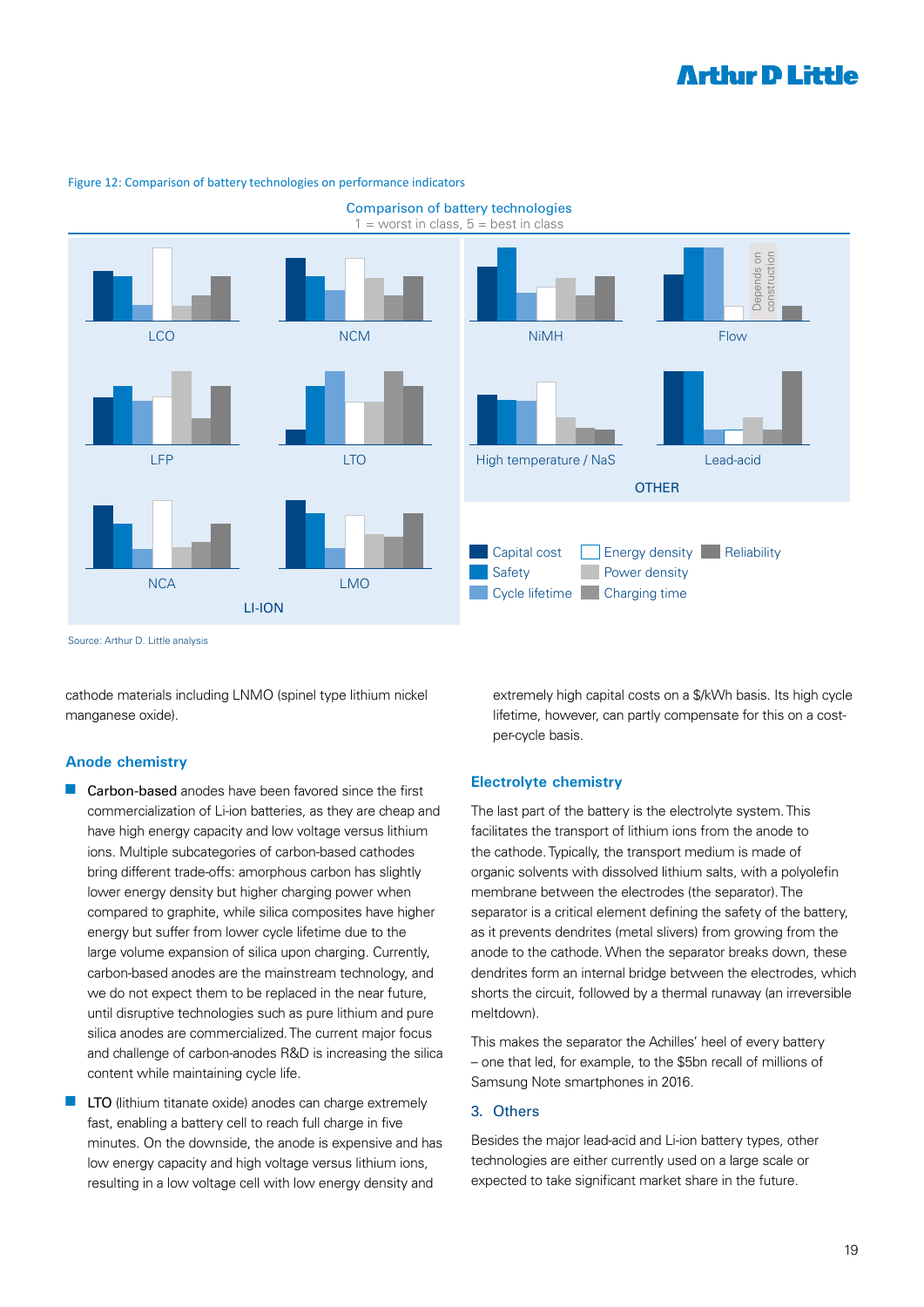Figure 12: Comparison of battery technologies on performance indicators

Comparison of battery technologies
1 = worst in class, 5 = best in class

LI-ION: LCO, NCM, LFP, LTO, NCA, LMO

OTHER: NiMH, Flow, High temperature / NaS, Lead-acid

Flow: Depends on construction

Legend: Capital cost, Safety, Cycle lifetime, Energy density, Power density, Charging time, Reliability

Source: Arthur D. Little analysis

cathode materials including LNMO (spinel type lithium nickel manganese oxide).

### Anode chemistry

- **Carbon-based** anodes have been favored since the first commercialization of Li-ion batteries, as they are cheap and have high energy capacity and low voltage versus lithium ions. Multiple subcategories of carbon-based cathodes bring different trade-offs: amorphous carbon has slightly lower energy density but higher charging power when compared to graphite, while silica composites have higher energy but suffer from lower cycle lifetime due to the large volume expansion of silica upon charging. Currently, carbon-based anodes are the mainstream technology, and we do not expect them to be replaced in the near future, until disruptive technologies such as pure lithium and pure silica anodes are commercialized. The current major focus and challenge of carbon-anodes R&D is increasing the silica content while maintaining cycle life.
- **LTO** (lithium titanate oxide) anodes can charge extremely fast, enabling a battery cell to reach full charge in five minutes. On the downside, the anode is expensive and has low energy capacity and high voltage versus lithium ions, resulting in a low voltage cell with low energy density and extremely high capital costs on a $/kWh basis. Its high cycle lifetime, however, can partly compensate for this on a cost-per-cycle basis.

### Electrolyte chemistry

The last part of the battery is the electrolyte system. This facilitates the transport of lithium ions from the anode to the cathode. Typically, the transport medium is made of organic solvents with dissolved lithium salts, with a polyolefin membrane between the electrodes (the separator). The separator is a critical element defining the safety of the battery, as it prevents dendrites (metal slivers) from growing from the anode to the cathode. When the separator breaks down, these dendrites form an internal bridge between the electrodes, which shorts the circuit, followed by a thermal runaway (an irreversible meltdown).

This makes the separator the Achilles' heel of every battery – one that led, for example, to the $5bn recall of millions of Samsung Note smartphones in 2016.

### 3. Others

Besides the major lead-acid and Li-ion battery types, other technologies are either currently used on a large scale or expected to take significant market share in the future.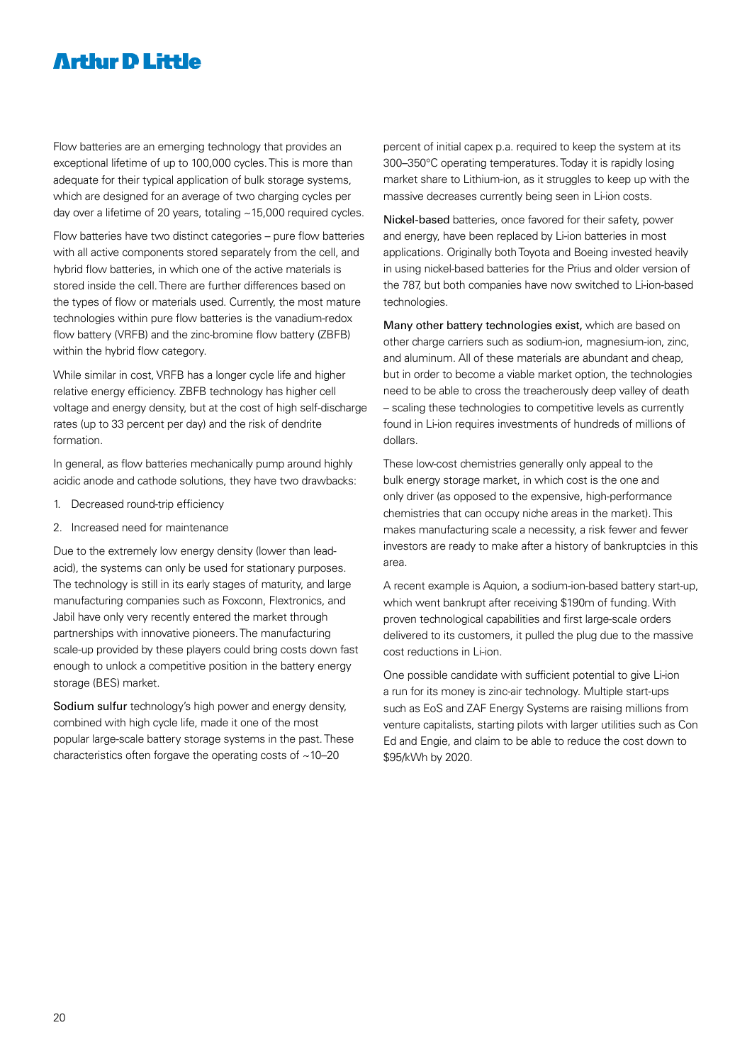Flow batteries are an emerging technology that provides an exceptional lifetime of up to 100,000 cycles. This is more than adequate for their typical application of bulk storage systems, which are designed for an average of two charging cycles per day over a lifetime of 20 years, totaling ~15,000 required cycles.

Flow batteries have two distinct categories – pure flow batteries with all active components stored separately from the cell, and hybrid flow batteries, in which one of the active materials is stored inside the cell. There are further differences based on the types of flow or materials used. Currently, the most mature technologies within pure flow batteries is the vanadium-redox flow battery (VRFB) and the zinc-bromine flow battery (ZBFB) within the hybrid flow category.

While similar in cost, VRFB has a longer cycle life and higher relative energy efficiency. ZBFB technology has higher cell voltage and energy density, but at the cost of high self-discharge rates (up to 33 percent per day) and the risk of dendrite formation.

In general, as flow batteries mechanically pump around highly acidic anode and cathode solutions, they have two drawbacks:

1. Decreased round-trip efficiency
2. Increased need for maintenance

Due to the extremely low energy density (lower than lead-acid), the systems can only be used for stationary purposes. The technology is still in its early stages of maturity, and large manufacturing companies such as Foxconn, Flextronics, and Jabil have only very recently entered the market through partnerships with innovative pioneers. The manufacturing scale-up provided by these players could bring costs down fast enough to unlock a competitive position in the battery energy storage (BES) market.

Sodium sulfur technology's high power and energy density, combined with high cycle life, made it one of the most popular large-scale battery storage systems in the past. These characteristics often forgave the operating costs of ~10–20 percent of initial capex p.a. required to keep the system at its 300–350°C operating temperatures. Today it is rapidly losing market share to Lithium-ion, as it struggles to keep up with the massive decreases currently being seen in Li-ion costs.

Nickel-based batteries, once favored for their safety, power and energy, have been replaced by Li-ion batteries in most applications. Originally both Toyota and Boeing invested heavily in using nickel-based batteries for the Prius and older version of the 787, but both companies have now switched to Li-ion-based technologies.

Many other battery technologies exist, which are based on other charge carriers such as sodium-ion, magnesium-ion, zinc, and aluminum. All of these materials are abundant and cheap, but in order to become a viable market option, the technologies need to be able to cross the treacherously deep valley of death – scaling these technologies to competitive levels as currently found in Li-ion requires investments of hundreds of millions of dollars.

These low-cost chemistries generally only appeal to the bulk energy storage market, in which cost is the one and only driver (as opposed to the expensive, high-performance chemistries that can occupy niche areas in the market). This makes manufacturing scale a necessity, a risk fewer and fewer investors are ready to make after a history of bankruptcies in this area.

A recent example is Aquion, a sodium-ion-based battery start-up, which went bankrupt after receiving $190m of funding. With proven technological capabilities and first large-scale orders delivered to its customers, it pulled the plug due to the massive cost reductions in Li-ion.

One possible candidate with sufficient potential to give Li-ion a run for its money is zinc-air technology. Multiple start-ups such as EoS and ZAF Energy Systems are raising millions from venture capitalists, starting pilots with larger utilities such as Con Ed and Engie, and claim to be able to reduce the cost down to $95/kWh by 2020.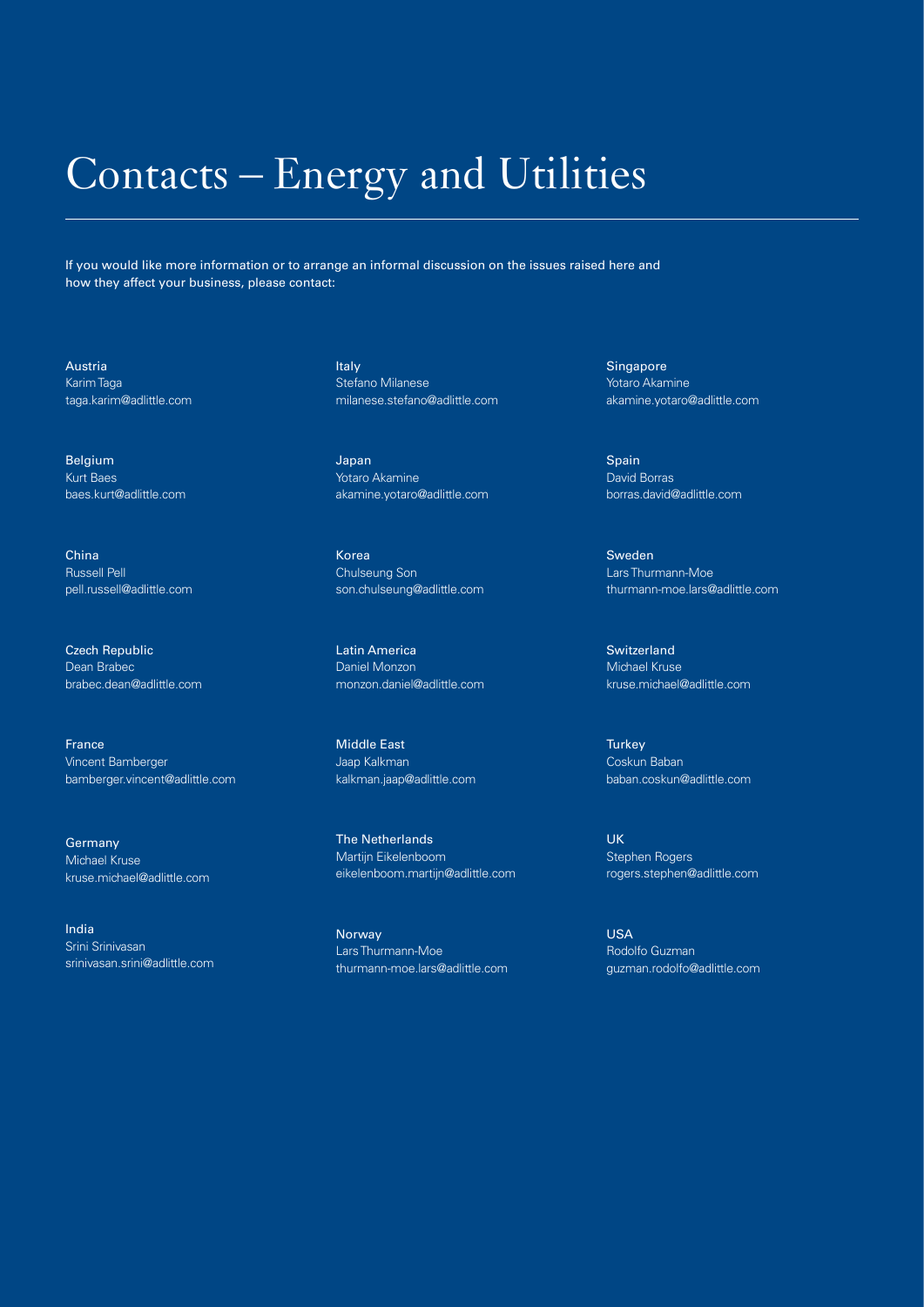# Contacts – Energy and Utilities

If you would like more information or to arrange an informal discussion on the issues raised here and how they affect your business, please contact:

Austria
Karim Taga
taga.karim@adlittle.com

Belgium
Kurt Baes
baes.kurt@adlittle.com

China
Russell Pell
pell.russell@adlittle.com

Czech Republic
Dean Brabec
brabec.dean@adlittle.com

France
Vincent Bamberger
bamberger.vincent@adlittle.com

Germany
Michael Kruse
kruse.michael@adlittle.com

India
Srini Srinivasan
srinivasan.srini@adlittle.com

Italy
Stefano Milanese
milanese.stefano@adlittle.com

Japan
Yotaro Akamine
akamine.yotaro@adlittle.com

Korea
Chulseung Son
son.chulseung@adlittle.com

Latin America
Daniel Monzon
monzon.daniel@adlittle.com

Middle East
Jaap Kalkman
kalkman.jaap@adlittle.com

The Netherlands
Martijn Eikelenboom
eikelenboom.martijn@adlittle.com

Norway
Lars Thurmann-Moe
thurmann-moe.lars@adlittle.com

Singapore
Yotaro Akamine
akamine.yotaro@adlittle.com

Spain
David Borras
borras.david@adlittle.com

Sweden
Lars Thurmann-Moe
thurmann-moe.lars@adlittle.com

Switzerland
Michael Kruse
kruse.michael@adlittle.com

Turkey
Coskun Baban
baban.coskun@adlittle.com

UK
Stephen Rogers
rogers.stephen@adlittle.com

USA
Rodolfo Guzman
guzman.rodolfo@adlittle.com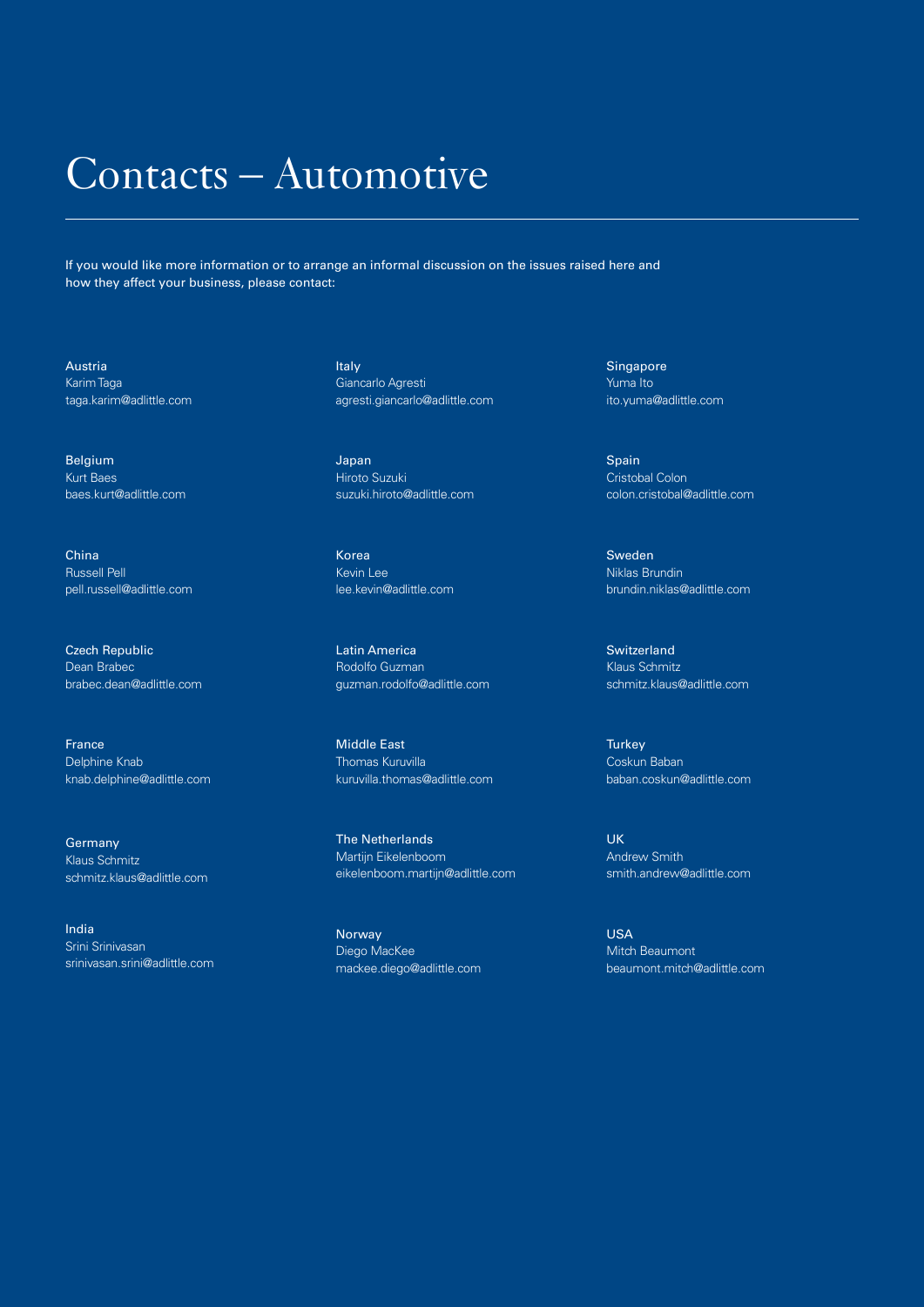# Contacts – Automotive

If you would like more information or to arrange an informal discussion on the issues raised here and how they affect your business, please contact:

**Austria**
Karim Taga
taga.karim@adlittle.com

**Belgium**
Kurt Baes
baes.kurt@adlittle.com

**China**
Russell Pell
pell.russell@adlittle.com

**Czech Republic**
Dean Brabec
brabec.dean@adlittle.com

**France**
Delphine Knab
knab.delphine@adlittle.com

**Germany**
Klaus Schmitz
schmitz.klaus@adlittle.com

**India**
Srini Srinivasan
srinivasan.srini@adlittle.com

**Italy**
Giancarlo Agresti
agresti.giancarlo@adlittle.com

**Japan**
Hiroto Suzuki
suzuki.hiroto@adlittle.com

**Korea**
Kevin Lee
lee.kevin@adlittle.com

**Latin America**
Rodolfo Guzman
guzman.rodolfo@adlittle.com

**Middle East**
Thomas Kuruvilla
kuruvilla.thomas@adlittle.com

**The Netherlands**
Martijn Eikelenboom
eikelenboom.martijn@adlittle.com

**Norway**
Diego MacKee
mackee.diego@adlittle.com

**Singapore**
Yuma Ito
ito.yuma@adlittle.com

**Spain**
Cristobal Colon
colon.cristobal@adlittle.com

**Sweden**
Niklas Brundin
brundin.niklas@adlittle.com

**Switzerland**
Klaus Schmitz
schmitz.klaus@adlittle.com

**Turkey**
Coskun Baban
baban.coskun@adlittle.com

**UK**
Andrew Smith
smith.andrew@adlittle.com

**USA**
Mitch Beaumont
beaumont.mitch@adlittle.com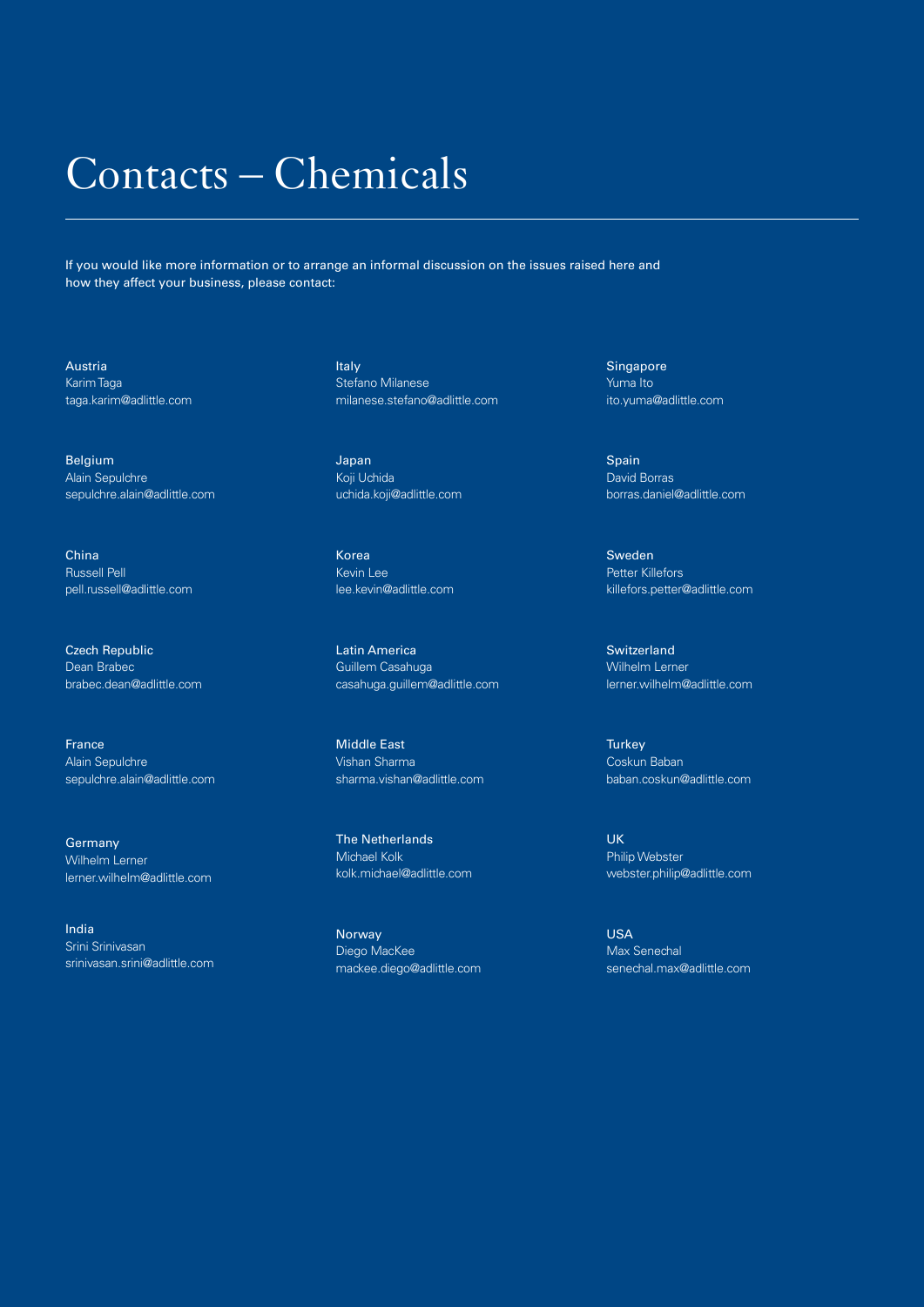# Contacts – Chemicals

If you would like more information or to arrange an informal discussion on the issues raised here and how they affect your business, please contact:

Austria
Karim Taga
taga.karim@adlittle.com

Belgium
Alain Sepulchre
sepulchre.alain@adlittle.com

China
Russell Pell
pell.russell@adlittle.com

Czech Republic
Dean Brabec
brabec.dean@adlittle.com

France
Alain Sepulchre
sepulchre.alain@adlittle.com

Germany
Wilhelm Lerner
lerner.wilhelm@adlittle.com

India
Srini Srinivasan
srinivasan.srini@adlittle.com

Italy
Stefano Milanese
milanese.stefano@adlittle.com

Japan
Koji Uchida
uchida.koji@adlittle.com

Korea
Kevin Lee
lee.kevin@adlittle.com

Latin America
Guillem Casahuga
casahuga.guillem@adlittle.com

Middle East
Vishan Sharma
sharma.vishan@adlittle.com

The Netherlands
Michael Kolk
kolk.michael@adlittle.com

Norway
Diego MacKee
mackee.diego@adlittle.com

Singapore
Yuma Ito
ito.yuma@adlittle.com

Spain
David Borras
borras.daniel@adlittle.com

Sweden
Petter Killefors
killefors.petter@adlittle.com

Switzerland
Wilhelm Lerner
lerner.wilhelm@adlittle.com

Turkey
Coskun Baban
baban.coskun@adlittle.com

UK
Philip Webster
webster.philip@adlittle.com

USA
Max Senechal
senechal.max@adlittle.com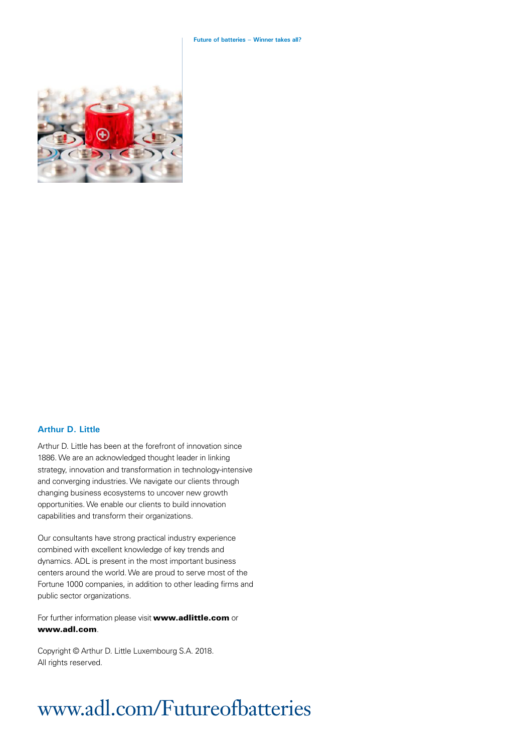## Arthur D. Little

Arthur D. Little has been at the forefront of innovation since 1886. We are an acknowledged thought leader in linking strategy, innovation and transformation in technology-intensive and converging industries. We navigate our clients through changing business ecosystems to uncover new growth opportunities. We enable our clients to build innovation capabilities and transform their organizations.

Our consultants have strong practical industry experience combined with excellent knowledge of key trends and dynamics. ADL is present in the most important business centers around the world. We are proud to serve most of the Fortune 1000 companies, in addition to other leading firms and public sector organizations.

For further information please visit **www.adlittle.com** or **www.adl.com**.

Copyright © Arthur D. Little Luxembourg S.A. 2018. All rights reserved.

www.adl.com/Futureofbatteries